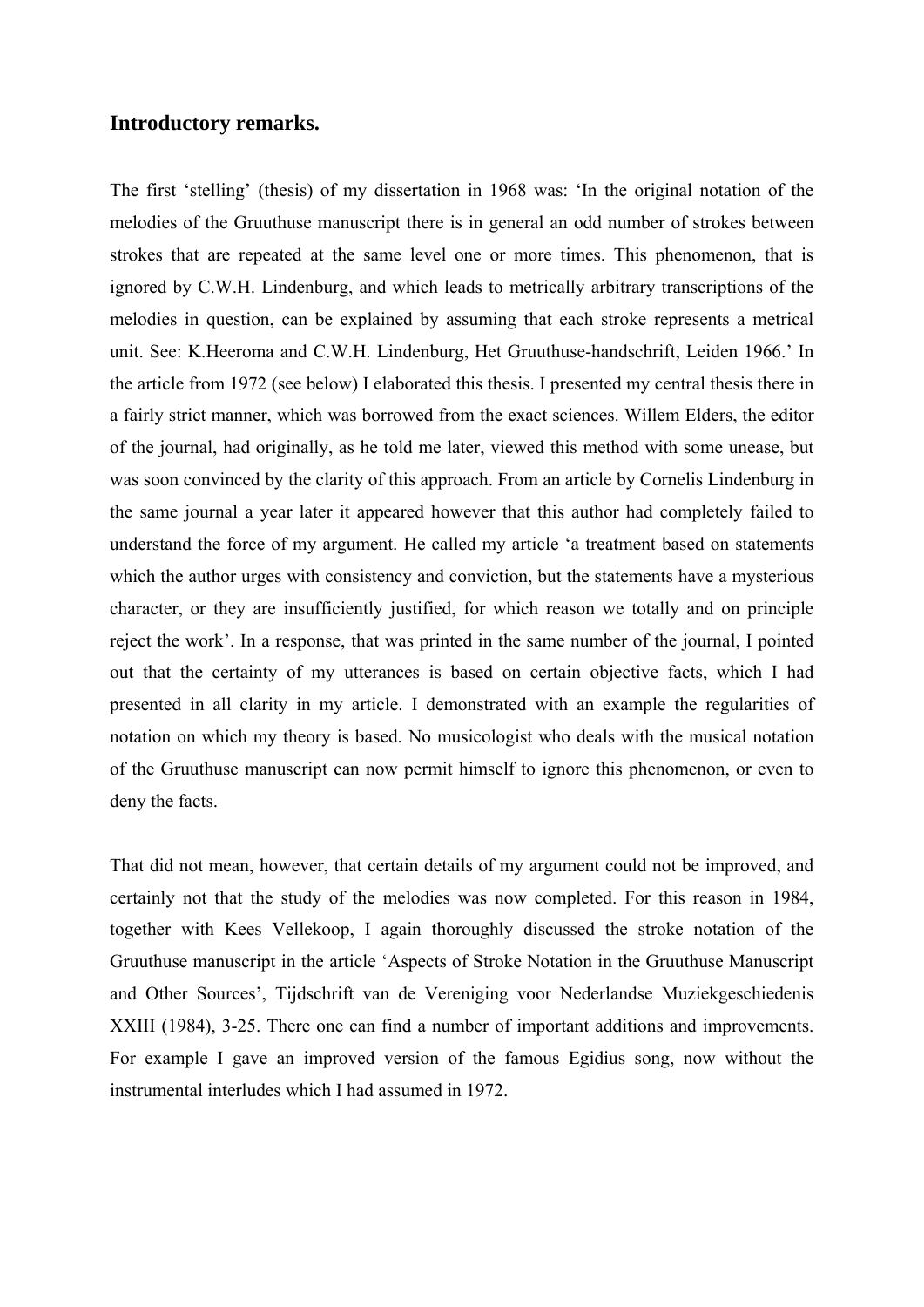## Introductory remarks.

The first 'stelling' (thesis) of my dissertation in 1968 was: 'In the original notation of the melodies of the Gruuthuse manuscript there is in general an odd number of strokes between strokes that are repeated at the same level one or more times. This phenomenon, that is ignored by C.W.H. Lindenburg, and which leads to metrically arbitrary transcriptions of the melodies in question, can be explained by assuming that each stroke represents a metrical unit. See: K.Heeroma and C.W.H. Lindenburg, Het Gruuthuse-handschrift, Leiden 1966.' In the article from 1972 (see below) I elaborated this thesis. I presented my central thesis there in a fairly strict manner, which was borrowed from the exact sciences. Willem Elders, the editor of the journal, had originally, as he told me later, viewed this method with some unease, but was soon convinced by the clarity of this approach. From an article by Cornelis Lindenburg in the same journal a year later it appeared however that this author had completely failed to understand the force of my argument. He called my article 'a treatment based on statements which the author urges with consistency and conviction, but the statements have a mysterious character, or they are insufficiently justified, for which reason we totally and on principle reject the work'. In a response, that was printed in the same number of the journal, I pointed out that the certainty of my utterances is based on certain objective facts, which I had presented in all clarity in my article. I demonstrated with an example the regularities of notation on which my theory is based. No musicologist who deals with the musical notation of the Gruuthuse manuscript can now permit himself to ignore this phenomenon, or even to deny the facts.

That did not mean, however, that certain details of my argument could not be improved, and certainly not that the study of the melodies was now completed. For this reason in 1984, together with Kees Vellekoop, I again thoroughly discussed the stroke notation of the Gruuthuse manuscript in the article 'Aspects of Stroke Notation in the Gruuthuse Manuscript and Other Sources', Tijdschrift van de Vereniging voor Nederlandse Muziekgeschiedenis XXIII (1984), 3-25. There one can find a number of important additions and improvements. For example I gave an improved version of the famous Egidius song, now without the instrumental interludes which I had assumed in 1972.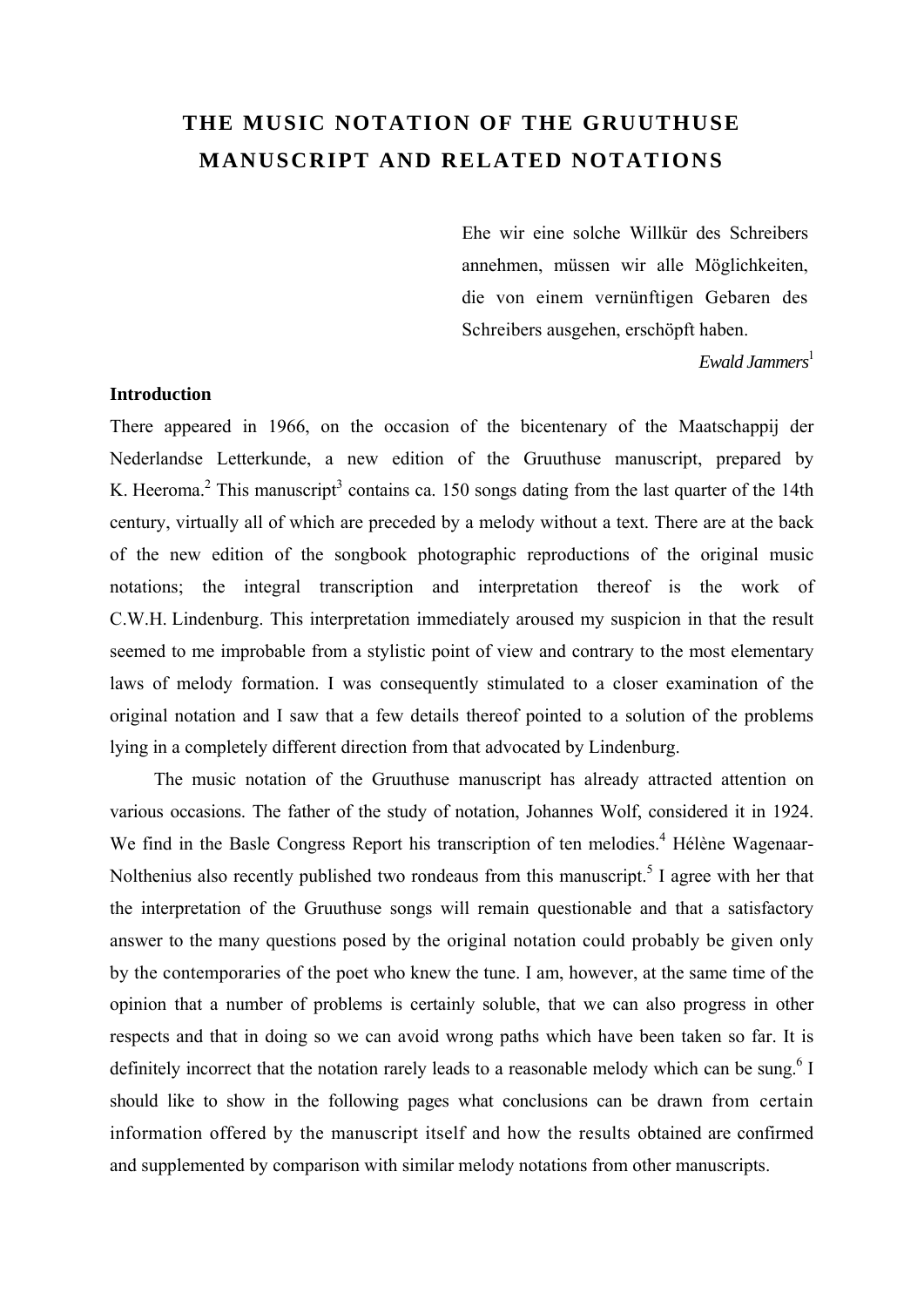# THE MUSIC NOTATION OF THE GRUUTHUSE MANUSCRIPT AND RELATED NOTATIONS

> Ehe wir eine solche Willkür des Schreibers annehmen, müssen wir alle Möglichkeiten, die von einem vernünftigen Gebaren des Schreibers ausgehen, erschöpft haben.
>
> *Ewald Jammers*[1]

**Introduction**

There appeared in 1966, on the occasion of the bicentenary of the Maatschappij der Nederlandse Letterkunde, a new edition of the Gruuthuse manuscript, prepared by K. Heeroma.[2] This manuscript[3] contains ca. 150 songs dating from the last quarter of the 14th century, virtually all of which are preceded by a melody without a text. There are at the back of the new edition of the songbook photographic reproductions of the original music notations; the integral transcription and interpretation thereof is the work of C.W.H. Lindenburg. This interpretation immediately aroused my suspicion in that the result seemed to me improbable from a stylistic point of view and contrary to the most elementary laws of melody formation. I was consequently stimulated to a closer examination of the original notation and I saw that a few details thereof pointed to a solution of the problems lying in a completely different direction from that advocated by Lindenburg.

The music notation of the Gruuthuse manuscript has already attracted attention on various occasions. The father of the study of notation, Johannes Wolf, considered it in 1924. We find in the Basle Congress Report his transcription of ten melodies.[4] Hélène Wagenaar-Nolthenius also recently published two rondeaus from this manuscript.[5] I agree with her that the interpretation of the Gruuthuse songs will remain questionable and that a satisfactory answer to the many questions posed by the original notation could probably be given only by the contemporaries of the poet who knew the tune. I am, however, at the same time of the opinion that a number of problems is certainly soluble, that we can also progress in other respects and that in doing so we can avoid wrong paths which have been taken so far. It is definitely incorrect that the notation rarely leads to a reasonable melody which can be sung.[6] I should like to show in the following pages what conclusions can be drawn from certain information offered by the manuscript itself and how the results obtained are confirmed and supplemented by comparison with similar melody notations from other manuscripts.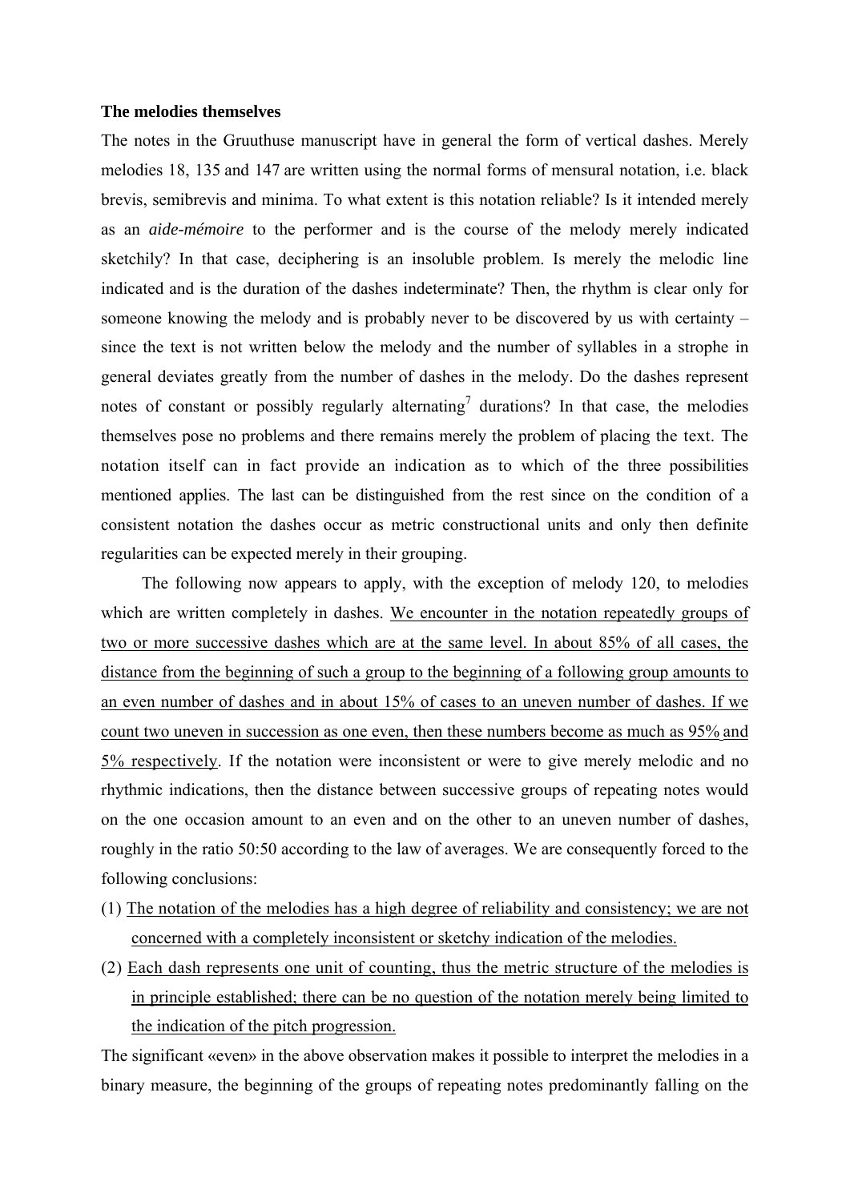**The melodies themselves**

The notes in the Gruuthuse manuscript have in general the form of vertical dashes. Merely melodies 18, 135 and 147 are written using the normal forms of mensural notation, i.e. black brevis, semibrevis and minima. To what extent is this notation reliable? Is it intended merely as an *aide-mémoire* to the performer and is the course of the melody merely indicated sketchily? In that case, deciphering is an insoluble problem. Is merely the melodic line indicated and is the duration of the dashes indeterminate? Then, the rhythm is clear only for someone knowing the melody and is probably never to be discovered by us with certainty – since the text is not written below the melody and the number of syllables in a strophe in general deviates greatly from the number of dashes in the melody. Do the dashes represent notes of constant or possibly regularly alternating[7] durations? In that case, the melodies themselves pose no problems and there remains merely the problem of placing the text. The notation itself can in fact provide an indication as to which of the three possibilities mentioned applies. The last can be distinguished from the rest since on the condition of a consistent notation the dashes occur as metric constructional units and only then definite regularities can be expected merely in their grouping.

The following now appears to apply, with the exception of melody 120, to melodies which are written completely in dashes. <u>We encounter in the notation repeatedly groups of two or more successive dashes which are at the same level. In about 85% of all cases, the distance from the beginning of such a group to the beginning of a following group amounts to an even number of dashes and in about 15% of cases to an uneven number of dashes. If we count two uneven in succession as one even, then these numbers become as much as 95% and 5% respectively</u>. If the notation were inconsistent or were to give merely melodic and no rhythmic indications, then the distance between successive groups of repeating notes would on the one occasion amount to an even and on the other to an uneven number of dashes, roughly in the ratio 50:50 according to the law of averages. We are consequently forced to the following conclusions:

(1) <u>The notation of the melodies has a high degree of reliability and consistency; we are not concerned with a completely inconsistent or sketchy indication of the melodies.</u>
(2) <u>Each dash represents one unit of counting, thus the metric structure of the melodies is in principle established; there can be no question of the notation merely being limited to the indication of the pitch progression.</u>

The significant «even» in the above observation makes it possible to interpret the melodies in a binary measure, the beginning of the groups of repeating notes predominantly falling on the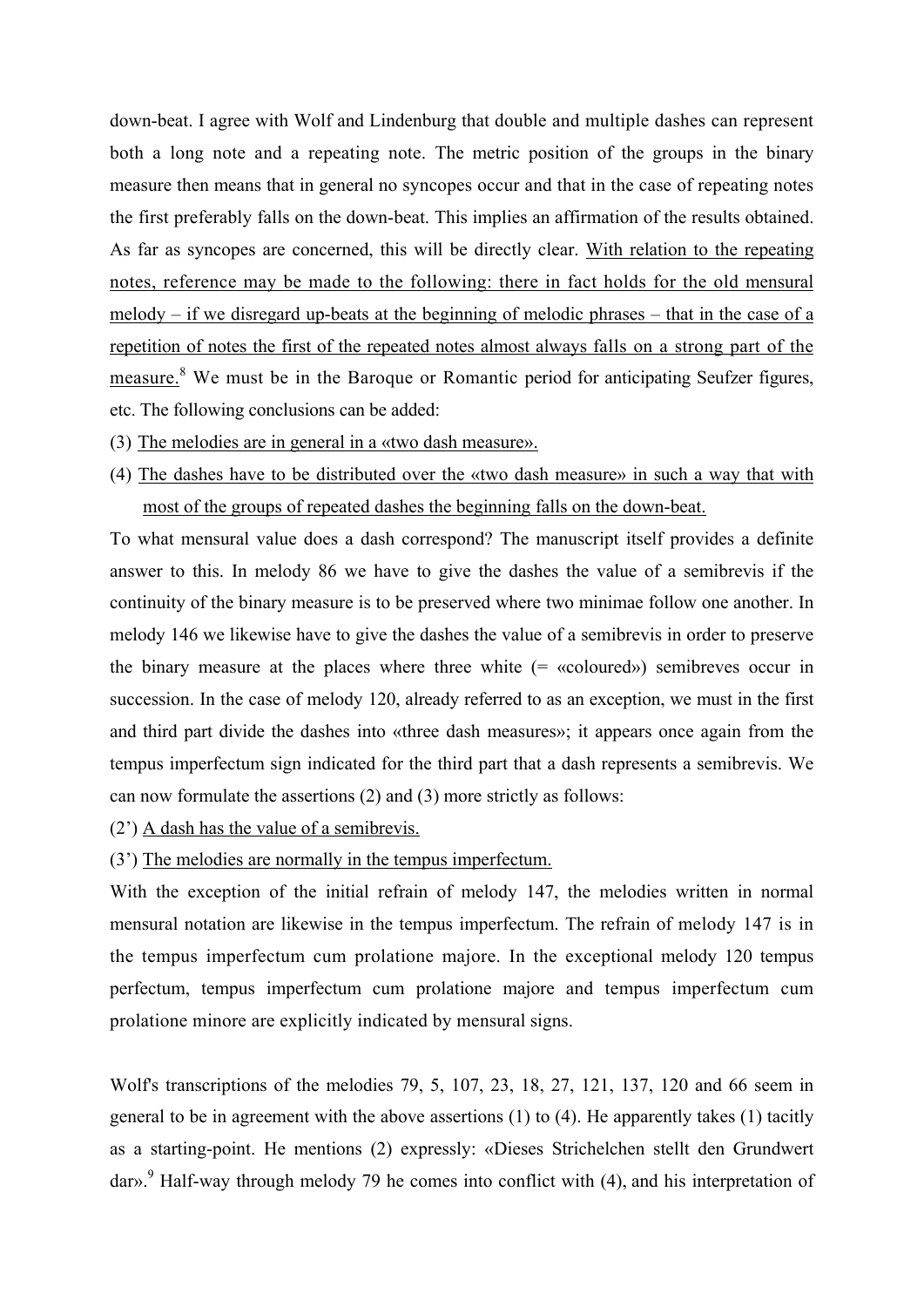down-beat. I agree with Wolf and Lindenburg that double and multiple dashes can represent both a long note and a repeating note. The metric position of the groups in the binary measure then means that in general no syncopes occur and that in the case of repeating notes the first preferably falls on the down-beat. This implies an affirmation of the results obtained. As far as syncopes are concerned, this will be directly clear. <u>With relation to the repeating notes, reference may be made to the following: there in fact holds for the old mensural melody – if we disregard up-beats at the beginning of melodic phrases – that in the case of a repetition of notes the first of the repeated notes almost always falls on a strong part of the measure.</u>[8] We must be in the Baroque or Romantic period for anticipating Seufzer figures, etc. The following conclusions can be added:

(3) <u>The melodies are in general in a «two dash measure».</u>

(4) <u>The dashes have to be distributed over the «two dash measure» in such a way that with most of the groups of repeated dashes the beginning falls on the down-beat.</u>

To what mensural value does a dash correspond? The manuscript itself provides a definite answer to this. In melody 86 we have to give the dashes the value of a semibrevis if the continuity of the binary measure is to be preserved where two minimae follow one another. In melody 146 we likewise have to give the dashes the value of a semibrevis in order to preserve the binary measure at the places where three white (= «coloured») semibreves occur in succession. In the case of melody 120, already referred to as an exception, we must in the first and third part divide the dashes into «three dash measures»; it appears once again from the tempus imperfectum sign indicated for the third part that a dash represents a semibrevis. We can now formulate the assertions (2) and (3) more strictly as follows:

(2') <u>A dash has the value of a semibrevis.</u>

(3') <u>The melodies are normally in the tempus imperfectum.</u>

With the exception of the initial refrain of melody 147, the melodies written in normal mensural notation are likewise in the tempus imperfectum. The refrain of melody 147 is in the tempus imperfectum cum prolatione majore. In the exceptional melody 120 tempus perfectum, tempus imperfectum cum prolatione majore and tempus imperfectum cum prolatione minore are explicitly indicated by mensural signs.

Wolf's transcriptions of the melodies 79, 5, 107, 23, 18, 27, 121, 137, 120 and 66 seem in general to be in agreement with the above assertions (1) to (4). He apparently takes (1) tacitly as a starting-point. He mentions (2) expressly: «Dieses Strichelchen stellt den Grundwert dar».[9] Half-way through melody 79 he comes into conflict with (4), and his interpretation of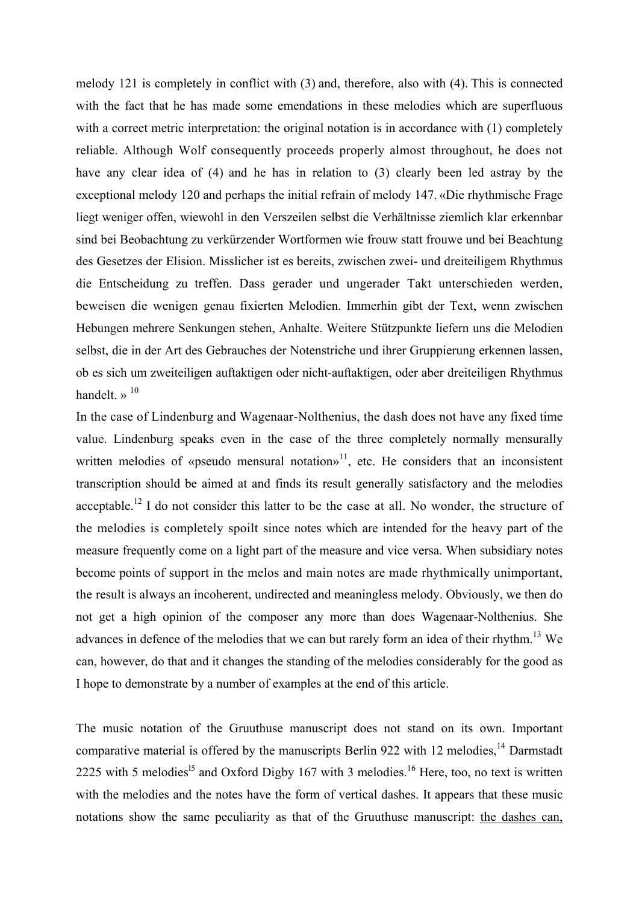melody 121 is completely in conflict with (3) and, therefore, also with (4). This is connected with the fact that he has made some emendations in these melodies which are superfluous with a correct metric interpretation: the original notation is in accordance with (1) completely reliable. Although Wolf consequently proceeds properly almost throughout, he does not have any clear idea of (4) and he has in relation to (3) clearly been led astray by the exceptional melody 120 and perhaps the initial refrain of melody 147. «Die rhythmische Frage liegt weniger offen, wiewohl in den Verszeilen selbst die Verhältnisse ziemlich klar erkennbar sind bei Beobachtung zu verkürzender Wortformen wie frouw statt frouwe und bei Beachtung des Gesetzes der Elision. Misslicher ist es bereits, zwischen zwei- und dreiteiligem Rhythmus die Entscheidung zu treffen. Dass gerader und ungerader Takt unterschieden werden, beweisen die wenigen genau fixierten Melodien. Immerhin gibt der Text, wenn zwischen Hebungen mehrere Senkungen stehen, Anhalte. Weitere Stützpunkte liefern uns die Melodien selbst, die in der Art des Gebrauches der Notenstriche und ihrer Gruppierung erkennen lassen, ob es sich um zweiteiligen auftaktigen oder nicht-auftaktigen, oder aber dreiteiligen Rhythmus handelt. » [10]

In the case of Lindenburg and Wagenaar-Nolthenius, the dash does not have any fixed time value. Lindenburg speaks even in the case of the three completely normally mensurally written melodies of «pseudo mensural notation»[11], etc. He considers that an inconsistent transcription should be aimed at and finds its result generally satisfactory and the melodies acceptable.[12] I do not consider this latter to be the case at all. No wonder, the structure of the melodies is completely spoilt since notes which are intended for the heavy part of the measure frequently come on a light part of the measure and vice versa. When subsidiary notes become points of support in the melos and main notes are made rhythmically unimportant, the result is always an incoherent, undirected and meaningless melody. Obviously, we then do not get a high opinion of the composer any more than does Wagenaar-Nolthenius. She advances in defence of the melodies that we can but rarely form an idea of their rhythm.[13] We can, however, do that and it changes the standing of the melodies considerably for the good as I hope to demonstrate by a number of examples at the end of this article.

The music notation of the Gruuthuse manuscript does not stand on its own. Important comparative material is offered by the manuscripts Berlin 922 with 12 melodies,[14] Darmstadt 2225 with 5 melodies[15] and Oxford Digby 167 with 3 melodies.[16] Here, too, no text is written with the melodies and the notes have the form of vertical dashes. It appears that these music notations show the same peculiarity as that of the Gruuthuse manuscript: <u>the dashes can,</u>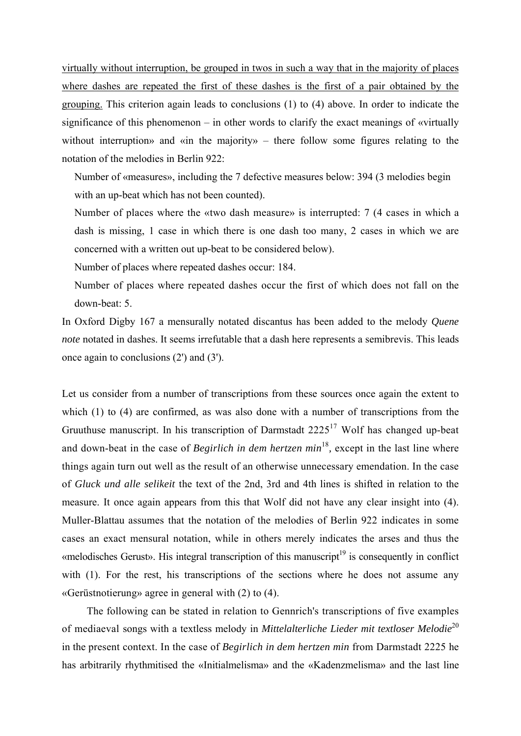virtually without interruption, be grouped in twos in such a way that in the majority of places where dashes are repeated the first of these dashes is the first of a pair obtained by the grouping. This criterion again leads to conclusions (1) to (4) above. In order to indicate the significance of this phenomenon – in other words to clarify the exact meanings of «virtually without interruption» and «in the majority» – there follow some figures relating to the notation of the melodies in Berlin 922:

Number of «measures», including the 7 defective measures below: 394 (3 melodies begin with an up-beat which has not been counted).

Number of places where the «two dash measure» is interrupted: 7 (4 cases in which a dash is missing, 1 case in which there is one dash too many, 2 cases in which we are concerned with a written out up-beat to be considered below).

Number of places where repeated dashes occur: 184.

Number of places where repeated dashes occur the first of which does not fall on the down-beat: 5.

In Oxford Digby 167 a mensurally notated discantus has been added to the melody *Quene note* notated in dashes. It seems irrefutable that a dash here represents a semibrevis. This leads once again to conclusions (2') and (3').

Let us consider from a number of transcriptions from these sources once again the extent to which (1) to (4) are confirmed, as was also done with a number of transcriptions from the Gruuthuse manuscript. In his transcription of Darmstadt 2225[17] Wolf has changed up-beat and down-beat in the case of *Begirlich in dem hertzen min*[18], except in the last line where things again turn out well as the result of an otherwise unnecessary emendation. In the case of *Gluck und alle selikeit* the text of the 2nd, 3rd and 4th lines is shifted in relation to the measure. It once again appears from this that Wolf did not have any clear insight into (4). Muller-Blattau assumes that the notation of the melodies of Berlin 922 indicates in some cases an exact mensural notation, while in others merely indicates the arses and thus the «melodisches Gerust». His integral transcription of this manuscript[19] is consequently in conflict with (1). For the rest, his transcriptions of the sections where he does not assume any «Gerüstnotierung» agree in general with (2) to (4).

The following can be stated in relation to Gennrich's transcriptions of five examples of mediaeval songs with a textless melody in *Mittelalterliche Lieder mit textloser Melodie*[20] in the present context. In the case of *Begirlich in dem hertzen min* from Darmstadt 2225 he has arbitrarily rhythmitised the «Initialmelisma» and the «Kadenzmelisma» and the last line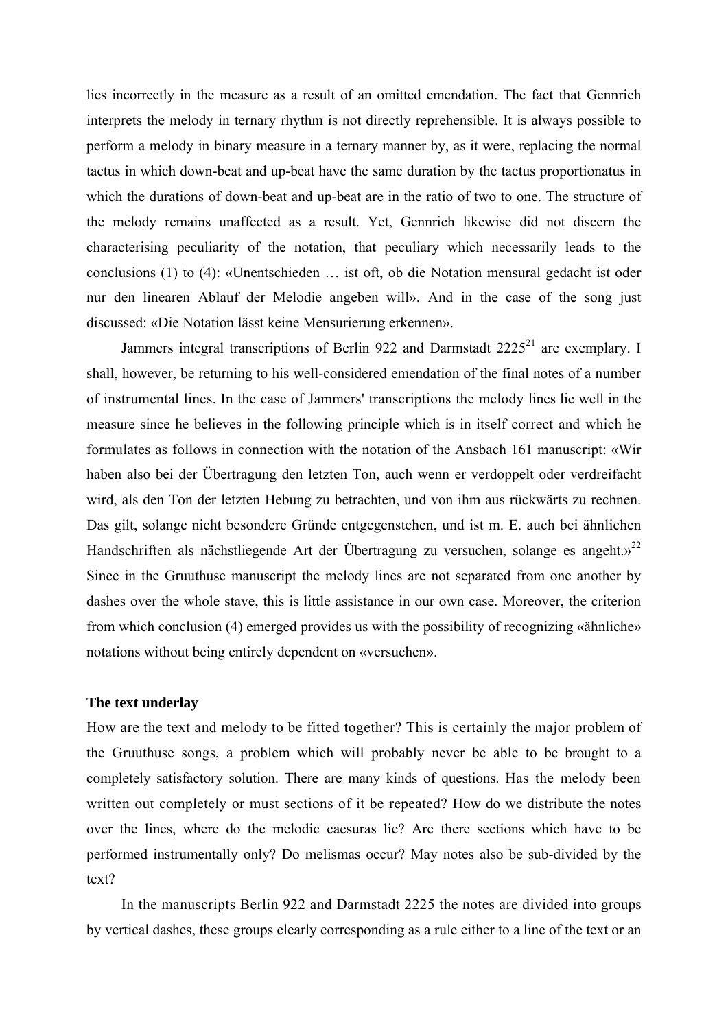lies incorrectly in the measure as a result of an omitted emendation. The fact that Gennrich interprets the melody in ternary rhythm is not directly reprehensible. It is always possible to perform a melody in binary measure in a ternary manner by, as it were, replacing the normal tactus in which down-beat and up-beat have the same duration by the tactus proportionatus in which the durations of down-beat and up-beat are in the ratio of two to one. The structure of the melody remains unaffected as a result. Yet, Gennrich likewise did not discern the characterising peculiarity of the notation, that peculiary which necessarily leads to the conclusions (1) to (4): «Unentschieden … ist oft, ob die Notation mensural gedacht ist oder nur den linearen Ablauf der Melodie angeben will». And in the case of the song just discussed: «Die Notation lässt keine Mensurierung erkennen».

Jammers integral transcriptions of Berlin 922 and Darmstadt 2225[21] are exemplary. I shall, however, be returning to his well-considered emendation of the final notes of a number of instrumental lines. In the case of Jammers' transcriptions the melody lines lie well in the measure since he believes in the following principle which is in itself correct and which he formulates as follows in connection with the notation of the Ansbach 161 manuscript: «Wir haben also bei der Übertragung den letzten Ton, auch wenn er verdoppelt oder verdreifacht wird, als den Ton der letzten Hebung zu betrachten, und von ihm aus rückwärts zu rechnen. Das gilt, solange nicht besondere Gründe entgegenstehen, und ist m. E. auch bei ähnlichen Handschriften als nächstliegende Art der Übertragung zu versuchen, solange es angeht.»[22] Since in the Gruuthuse manuscript the melody lines are not separated from one another by dashes over the whole stave, this is little assistance in our own case. Moreover, the criterion from which conclusion (4) emerged provides us with the possibility of recognizing «ähnliche» notations without being entirely dependent on «versuchen».

### The text underlay

How are the text and melody to be fitted together? This is certainly the major problem of the Gruuthuse songs, a problem which will probably never be able to be brought to a completely satisfactory solution. There are many kinds of questions. Has the melody been written out completely or must sections of it be repeated? How do we distribute the notes over the lines, where do the melodic caesuras lie? Are there sections which have to be performed instrumentally only? Do melismas occur? May notes also be sub-divided by the text?

In the manuscripts Berlin 922 and Darmstadt 2225 the notes are divided into groups by vertical dashes, these groups clearly corresponding as a rule either to a line of the text or an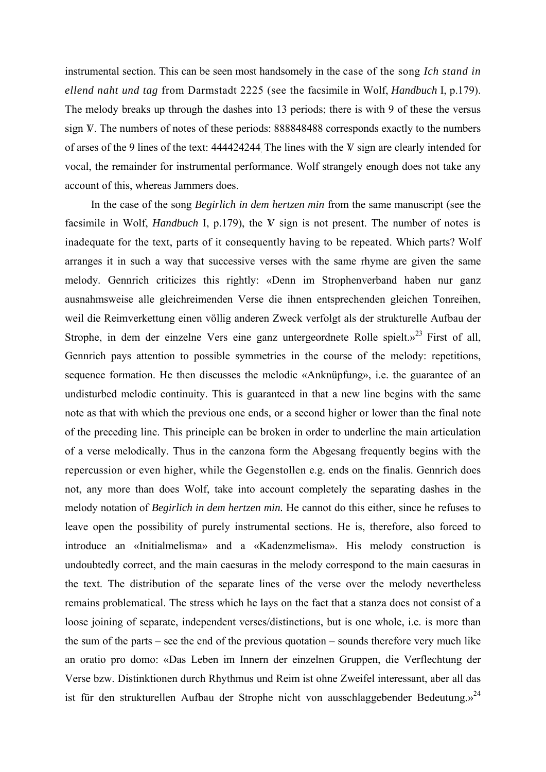instrumental section. This can be seen most handsomely in the case of the song *Ich stand in ellend naht und tag* from Darmstadt 2225 (see the facsimile in Wolf, *Handbuch* I, p.179). The melody breaks up through the dashes into 13 periods; there is with 9 of these the versus sign V̸. The numbers of notes of these periods: 888848488 corresponds exactly to the numbers of arses of the 9 lines of the text: 444424244. The lines with the V̸ sign are clearly intended for vocal, the remainder for instrumental performance. Wolf strangely enough does not take any account of this, whereas Jammers does.

In the case of the song *Begirlich in dem hertzen min* from the same manuscript (see the facsimile in Wolf, *Handbuch* I, p.179), the V̸ sign is not present. The number of notes is inadequate for the text, parts of it consequently having to be repeated. Which parts? Wolf arranges it in such a way that successive verses with the same rhyme are given the same melody. Gennrich criticizes this rightly: «Denn im Strophenverband haben nur ganz ausnahmsweise alle gleichreimenden Verse die ihnen entsprechenden gleichen Tonreihen, weil die Reimverkettung einen völlig anderen Zweck verfolgt als der strukturelle Aufbau der Strophe, in dem der einzelne Vers eine ganz untergeordnete Rolle spielt.»[23] First of all, Gennrich pays attention to possible symmetries in the course of the melody: repetitions, sequence formation. He then discusses the melodic «Anknüpfung», i.e. the guarantee of an undisturbed melodic continuity. This is guaranteed in that a new line begins with the same note as that with which the previous one ends, or a second higher or lower than the final note of the preceding line. This principle can be broken in order to underline the main articulation of a verse melodically. Thus in the canzona form the Abgesang frequently begins with the repercussion or even higher, while the Gegenstollen e.g. ends on the finalis. Gennrich does not, any more than does Wolf, take into account completely the separating dashes in the melody notation of *Begirlich in dem hertzen min.* He cannot do this either, since he refuses to leave open the possibility of purely instrumental sections. He is, therefore, also forced to introduce an «Initialmelisma» and a «Kadenzmelisma». His melody construction is undoubtedly correct, and the main caesuras in the melody correspond to the main caesuras in the text. The distribution of the separate lines of the verse over the melody nevertheless remains problematical. The stress which he lays on the fact that a stanza does not consist of a loose joining of separate, independent verses/distinctions, but is one whole, i.e. is more than the sum of the parts – see the end of the previous quotation – sounds therefore very much like an oratio pro domo: «Das Leben im Innern der einzelnen Gruppen, die Verflechtung der Verse bzw. Distinktionen durch Rhythmus und Reim ist ohne Zweifel interessant, aber all das ist für den strukturellen Aufbau der Strophe nicht von ausschlaggebender Bedeutung.»[24]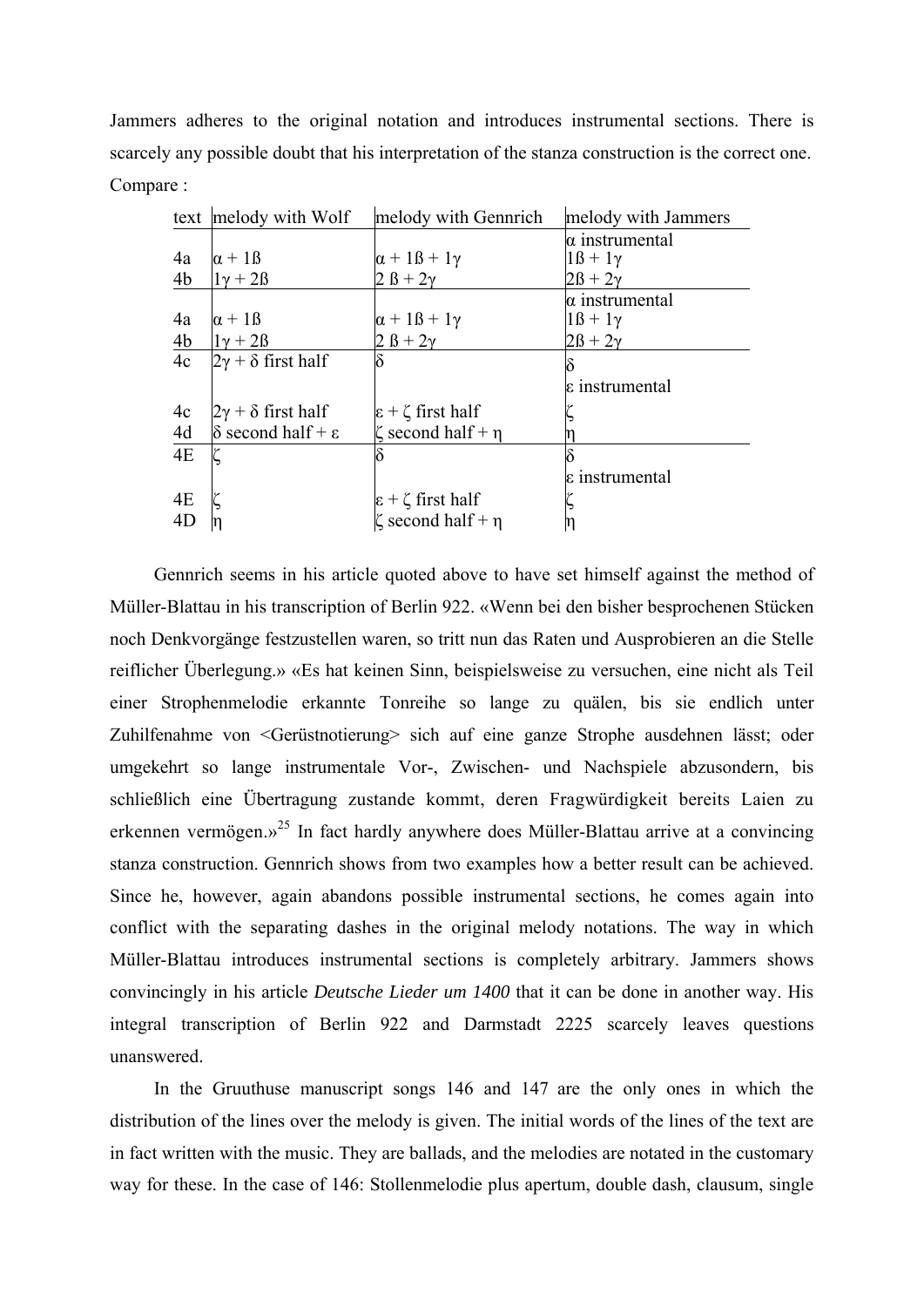Jammers adheres to the original notation and introduces instrumental sections. There is scarcely any possible doubt that his interpretation of the stanza construction is the correct one. Compare :

| text | melody with Wolf | melody with Gennrich | melody with Jammers |
|---|---|---|---|
| | | | α instrumental |
| 4a | α + 1ß | α + 1ß + 1γ | 1ß + 1γ |
| 4b | 1γ + 2ß | 2 ß + 2γ | 2ß + 2γ |
| | | | α instrumental |
| 4a | α + 1ß | α + 1ß + 1γ | 1ß + 1γ |
| 4b | 1γ + 2ß | 2 ß + 2γ | 2ß + 2γ |
| 4c | 2γ + δ first half | δ | δ |
| | | | ε instrumental |
| 4c | 2γ + δ first half | ε + ζ first half | ζ |
| 4d | δ second half + ε | ζ second half + η | η |
| 4E | ζ | δ | δ |
| | | | ε instrumental |
| 4E | ζ | ε + ζ first half | ζ |
| 4D | η | ζ second half + η | η |

Gennrich seems in his article quoted above to have set himself against the method of Müller-Blattau in his transcription of Berlin 922. «Wenn bei den bisher besprochenen Stücken noch Denkvorgänge festzustellen waren, so tritt nun das Raten und Ausprobieren an die Stelle reiflicher Überlegung.» «Es hat keinen Sinn, beispielsweise zu versuchen, eine nicht als Teil einer Strophenmelodie erkannte Tonreihe so lange zu quälen, bis sie endlich unter Zuhilfenahme von <Gerüstnotierung> sich auf eine ganze Strophe ausdehnen lässt; oder umgekehrt so lange instrumentale Vor-, Zwischen- und Nachspiele abzusondern, bis schließlich eine Übertragung zustande kommt, deren Fragwürdigkeit bereits Laien zu erkennen vermögen.»[25] In fact hardly anywhere does Müller-Blattau arrive at a convincing stanza construction. Gennrich shows from two examples how a better result can be achieved. Since he, however, again abandons possible instrumental sections, he comes again into conflict with the separating dashes in the original melody notations. The way in which Müller-Blattau introduces instrumental sections is completely arbitrary. Jammers shows convincingly in his article *Deutsche Lieder um 1400* that it can be done in another way. His integral transcription of Berlin 922 and Darmstadt 2225 scarcely leaves questions unanswered.

In the Gruuthuse manuscript songs 146 and 147 are the only ones in which the distribution of the lines over the melody is given. The initial words of the lines of the text are in fact written with the music. They are ballads, and the melodies are notated in the customary way for these. In the case of 146: Stollenmelodie plus apertum, double dash, clausum, single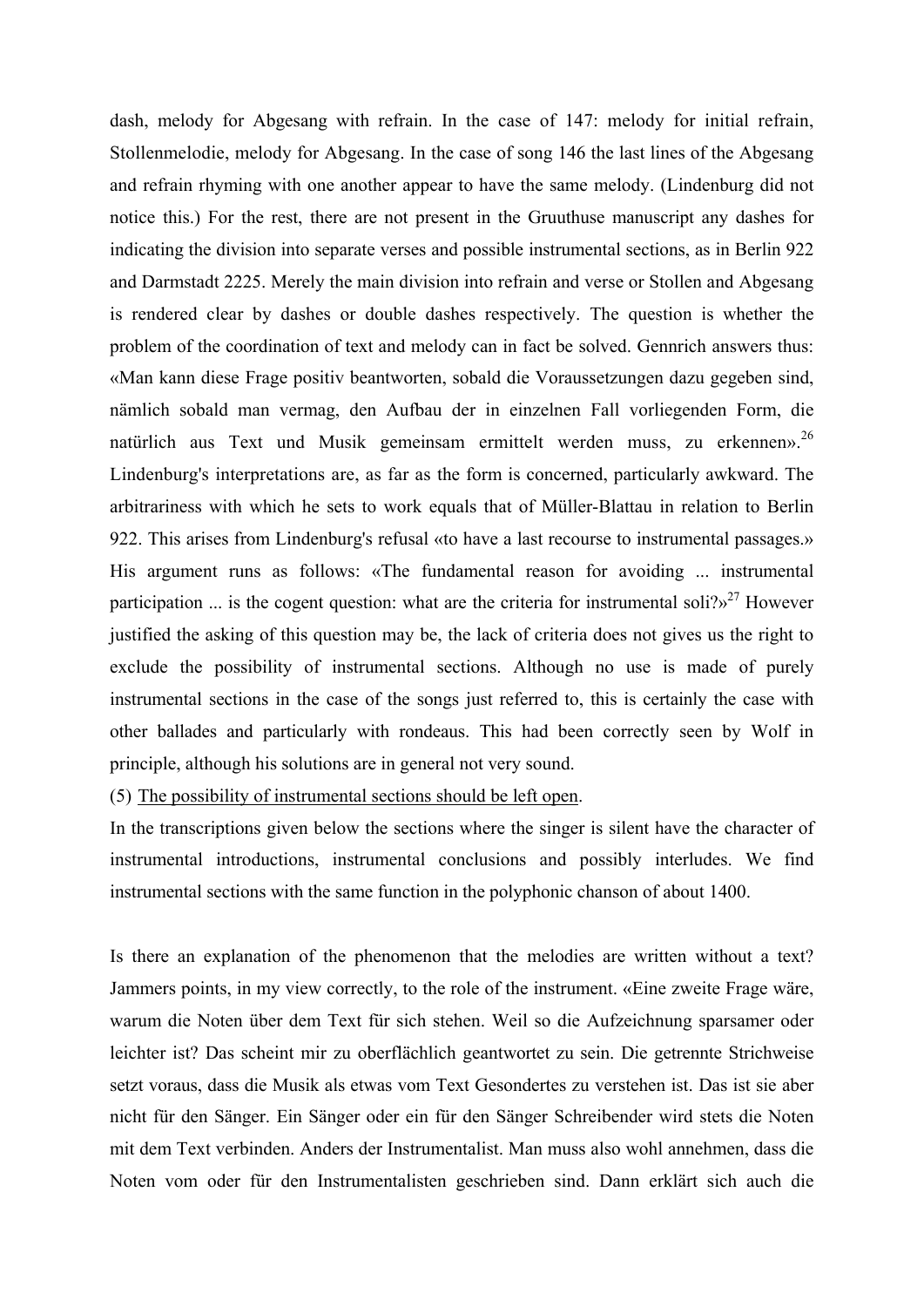dash, melody for Abgesang with refrain. In the case of 147: melody for initial refrain, Stollenmelodie, melody for Abgesang. In the case of song 146 the last lines of the Abgesang and refrain rhyming with one another appear to have the same melody. (Lindenburg did not notice this.) For the rest, there are not present in the Gruuthuse manuscript any dashes for indicating the division into separate verses and possible instrumental sections, as in Berlin 922 and Darmstadt 2225. Merely the main division into refrain and verse or Stollen and Abgesang is rendered clear by dashes or double dashes respectively. The question is whether the problem of the coordination of text and melody can in fact be solved. Gennrich answers thus: «Man kann diese Frage positiv beantworten, sobald die Voraussetzungen dazu gegeben sind, nämlich sobald man vermag, den Aufbau der in einzelnen Fall vorliegenden Form, die natürlich aus Text und Musik gemeinsam ermittelt werden muss, zu erkennen».[26] Lindenburg's interpretations are, as far as the form is concerned, particularly awkward. The arbitrariness with which he sets to work equals that of Müller-Blattau in relation to Berlin 922. This arises from Lindenburg's refusal «to have a last recourse to instrumental passages.» His argument runs as follows: «The fundamental reason for avoiding ... instrumental participation ... is the cogent question: what are the criteria for instrumental soli?»[27] However justified the asking of this question may be, the lack of criteria does not gives us the right to exclude the possibility of instrumental sections. Although no use is made of purely instrumental sections in the case of the songs just referred to, this is certainly the case with other ballades and particularly with rondeaus. This had been correctly seen by Wolf in principle, although his solutions are in general not very sound.

(5) <u>The possibility of instrumental sections should be left open</u>.

In the transcriptions given below the sections where the singer is silent have the character of instrumental introductions, instrumental conclusions and possibly interludes. We find instrumental sections with the same function in the polyphonic chanson of about 1400.

Is there an explanation of the phenomenon that the melodies are written without a text? Jammers points, in my view correctly, to the role of the instrument. «Eine zweite Frage wäre, warum die Noten über dem Text für sich stehen. Weil so die Aufzeichnung sparsamer oder leichter ist? Das scheint mir zu oberflächlich geantwortet zu sein. Die getrennte Strichweise setzt voraus, dass die Musik als etwas vom Text Gesondertes zu verstehen ist. Das ist sie aber nicht für den Sänger. Ein Sänger oder ein für den Sänger Schreibender wird stets die Noten mit dem Text verbinden. Anders der Instrumentalist. Man muss also wohl annehmen, dass die Noten vom oder für den Instrumentalisten geschrieben sind. Dann erklärt sich auch die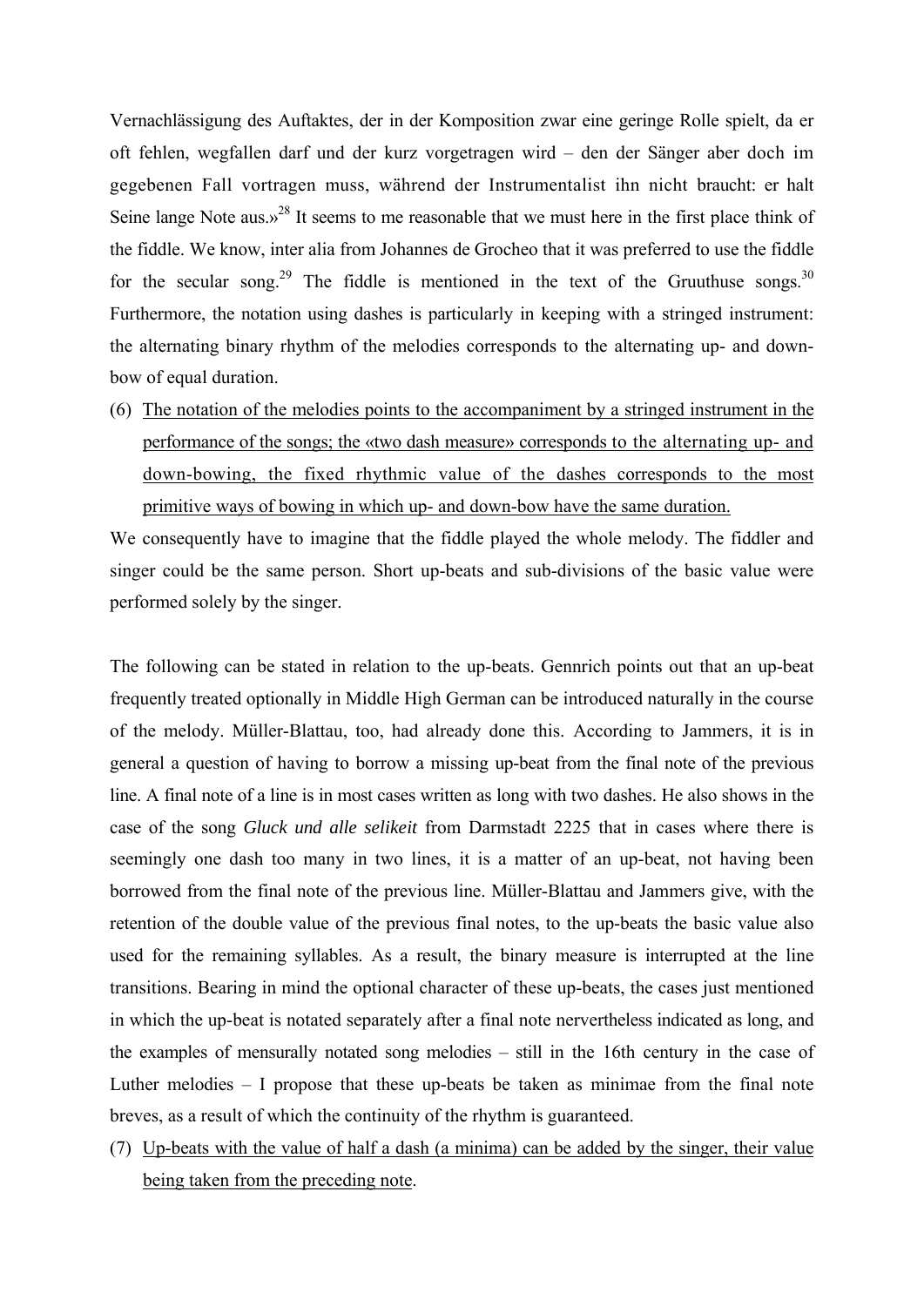Vernachlässigung des Auftaktes, der in der Komposition zwar eine geringe Rolle spielt, da er oft fehlen, wegfallen darf und der kurz vorgetragen wird – den der Sänger aber doch im gegebenen Fall vortragen muss, während der Instrumentalist ihn nicht braucht: er halt Seine lange Note aus.»[28] It seems to me reasonable that we must here in the first place think of the fiddle. We know, inter alia from Johannes de Grocheo that it was preferred to use the fiddle for the secular song.[29] The fiddle is mentioned in the text of the Gruuthuse songs.[30] Furthermore, the notation using dashes is particularly in keeping with a stringed instrument: the alternating binary rhythm of the melodies corresponds to the alternating up- and down-bow of equal duration.

(6) <u>The notation of the melodies points to the accompaniment by a stringed instrument in the performance of the songs; the «two dash measure» corresponds to the alternating up- and down-bowing, the fixed rhythmic value of the dashes corresponds to the most primitive ways of bowing in which up- and down-bow have the same duration.</u>

We consequently have to imagine that the fiddle played the whole melody. The fiddler and singer could be the same person. Short up-beats and sub-divisions of the basic value were performed solely by the singer.

The following can be stated in relation to the up-beats. Gennrich points out that an up-beat frequently treated optionally in Middle High German can be introduced naturally in the course of the melody. Müller-Blattau, too, had already done this. According to Jammers, it is in general a question of having to borrow a missing up-beat from the final note of the previous line. A final note of a line is in most cases written as long with two dashes. He also shows in the case of the song *Gluck und alle selikeit* from Darmstadt 2225 that in cases where there is seemingly one dash too many in two lines, it is a matter of an up-beat, not having been borrowed from the final note of the previous line. Müller-Blattau and Jammers give, with the retention of the double value of the previous final notes, to the up-beats the basic value also used for the remaining syllables. As a result, the binary measure is interrupted at the line transitions. Bearing in mind the optional character of these up-beats, the cases just mentioned in which the up-beat is notated separately after a final note nervertheless indicated as long, and the examples of mensurally notated song melodies – still in the 16th century in the case of Luther melodies – I propose that these up-beats be taken as minimae from the final note breves, as a result of which the continuity of the rhythm is guaranteed.

(7) <u>Up-beats with the value of half a dash (a minima) can be added by the singer, their value being taken from the preceding note</u>.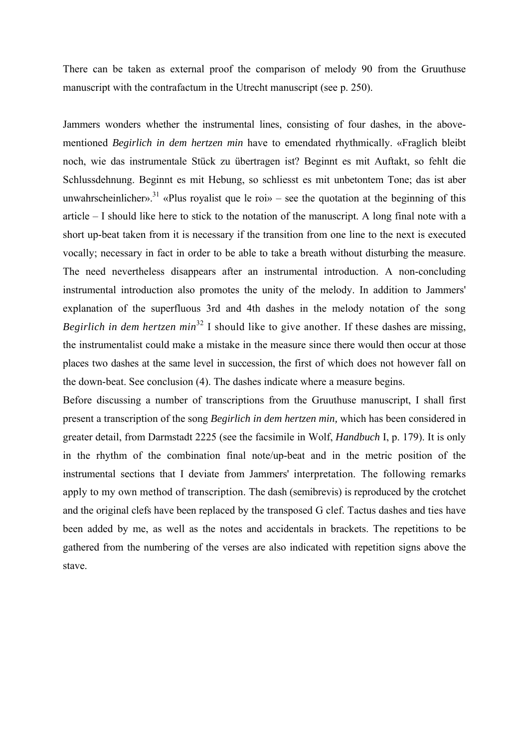There can be taken as external proof the comparison of melody 90 from the Gruuthuse manuscript with the contrafactum in the Utrecht manuscript (see p. 250).

Jammers wonders whether the instrumental lines, consisting of four dashes, in the above-mentioned *Begirlich in dem hertzen min* have to emendated rhythmically. «Fraglich bleibt noch, wie das instrumentale Stück zu übertragen ist? Beginnt es mit Auftakt, so fehlt die Schlussdehnung. Beginnt es mit Hebung, so schliesst es mit unbetontem Tone; das ist aber unwahrscheinlicher».[31] «Plus royalist que le roi» – see the quotation at the beginning of this article – I should like here to stick to the notation of the manuscript. A long final note with a short up-beat taken from it is necessary if the transition from one line to the next is executed vocally; necessary in fact in order to be able to take a breath without disturbing the measure. The need nevertheless disappears after an instrumental introduction. A non-concluding instrumental introduction also promotes the unity of the melody. In addition to Jammers' explanation of the superfluous 3rd and 4th dashes in the melody notation of the song *Begirlich in dem hertzen min*[32] I should like to give another. If these dashes are missing, the instrumentalist could make a mistake in the measure since there would then occur at those places two dashes at the same level in succession, the first of which does not however fall on the down-beat. See conclusion (4). The dashes indicate where a measure begins.

Before discussing a number of transcriptions from the Gruuthuse manuscript, I shall first present a transcription of the song *Begirlich in dem hertzen min,* which has been considered in greater detail, from Darmstadt 2225 (see the facsimile in Wolf, *Handbuch* I, p. 179). It is only in the rhythm of the combination final note/up-beat and in the metric position of the instrumental sections that I deviate from Jammers' interpretation. The following remarks apply to my own method of transcription. The dash (semibrevis) is reproduced by the crotchet and the original clefs have been replaced by the transposed G clef. Tactus dashes and ties have been added by me, as well as the notes and accidentals in brackets. The repetitions to be gathered from the numbering of the verses are also indicated with repetition signs above the stave.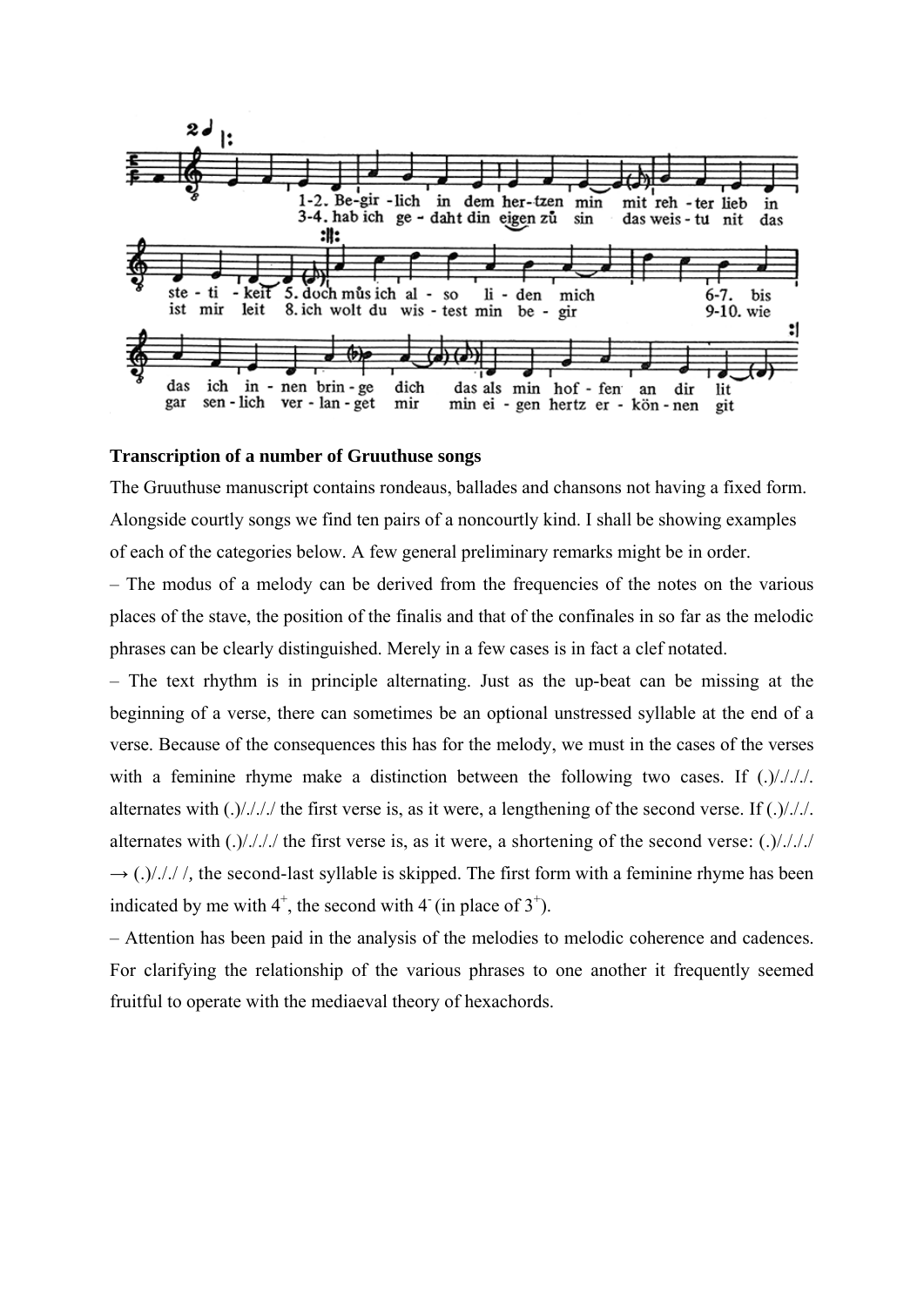**Transcription of a number of Gruuthuse songs**

The Gruuthuse manuscript contains rondeaus, ballades and chansons not having a fixed form. Alongside courtly songs we find ten pairs of a noncourtly kind. I shall be showing examples of each of the categories below. A few general preliminary remarks might be in order.

– The modus of a melody can be derived from the frequencies of the notes on the various places of the stave, the position of the finalis and that of the confinales in so far as the melodic phrases can be clearly distinguished. Merely in a few cases is in fact a clef notated.

– The text rhythm is in principle alternating. Just as the up-beat can be missing at the beginning of a verse, there can sometimes be an optional unstressed syllable at the end of a verse. Because of the consequences this has for the melody, we must in the cases of the verses with a feminine rhyme make a distinction between the following two cases. If (.)/./././. alternates with (.)/./././ the first verse is, as it were, a lengthening of the second verse. If (.)/./././. alternates with (.)/./././ the first verse is, as it were, a shortening of the second verse: (.)/./././ → (.)/././ /, the second-last syllable is skipped. The first form with a feminine rhyme has been indicated by me with $4^{+}$, the second with $4^{-}$ (in place of $3^{+}$).

– Attention has been paid in the analysis of the melodies to melodic coherence and cadences. For clarifying the relationship of the various phrases to one another it frequently seemed fruitful to operate with the mediaeval theory of hexachords.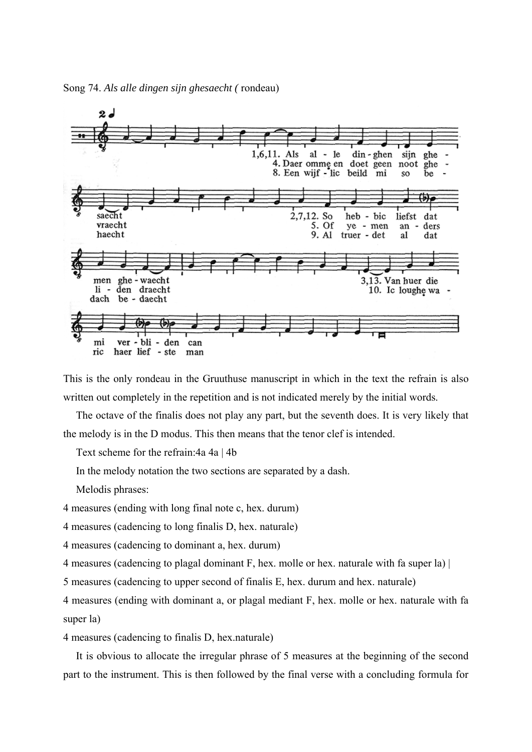Song 74. *Als alle dingen sijn ghesaecht (* rondeau)

This is the only rondeau in the Gruuthuse manuscript in which in the text the refrain is also written out completely in the repetition and is not indicated merely by the initial words.

The octave of the finalis does not play any part, but the seventh does. It is very likely that the melody is in the D modus. This then means that the tenor clef is intended.

Text scheme for the refrain:4a 4a | 4b

In the melody notation the two sections are separated by a dash.

Melodis phrases:

4 measures (ending with long final note c, hex. durum)

4 measures (cadencing to long finalis D, hex. naturale)

4 measures (cadencing to dominant a, hex. durum)

4 measures (cadencing to plagal dominant F, hex. molle or hex. naturale with fa super la) |

5 measures (cadencing to upper second of finalis E, hex. durum and hex. naturale)

4 measures (ending with dominant a, or plagal mediant F, hex. molle or hex. naturale with fa super la)

4 measures (cadencing to finalis D, hex.naturale)

It is obvious to allocate the irregular phrase of 5 measures at the beginning of the second part to the instrument. This is then followed by the final verse with a concluding formula for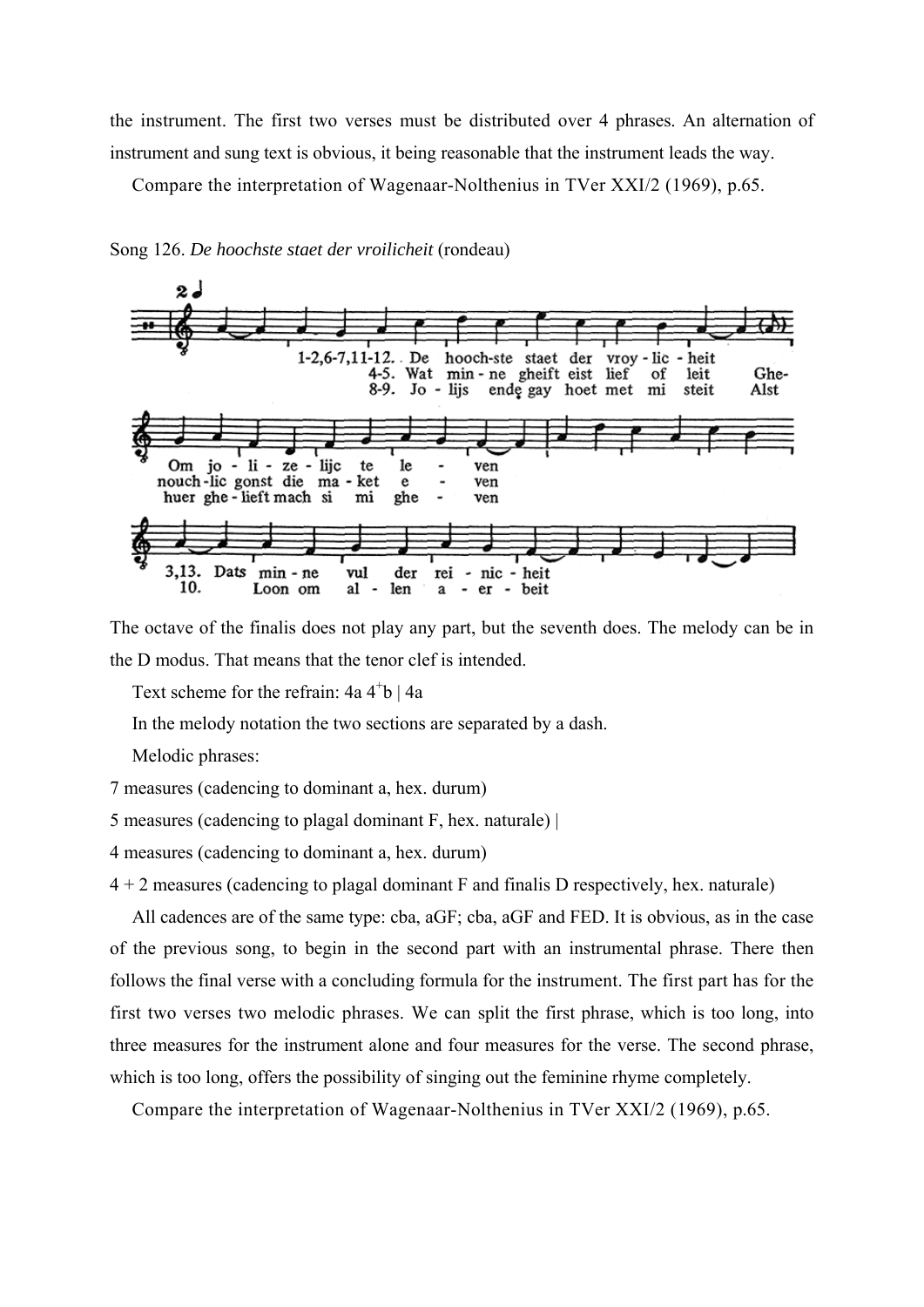the instrument. The first two verses must be distributed over 4 phrases. An alternation of instrument and sung text is obvious, it being reasonable that the instrument leads the way.

Compare the interpretation of Wagenaar-Nolthenius in TVer XXI/2 (1969), p.65.

Song 126. *De hoochste staet der vroilicheit* (rondeau)

1-2,6-7,11-12. De hooch-ste staet der vroy - lic - heit
4-5. Wat min - ne gheift eist lief of leit Ghe-
8-9. Jo - lijs ende gay hoet met mi steit Alst

Om jo - li - ze - lijc te le - ven
nouch-lic gonst die ma - ket e - ven
huer ghe - lieft mach si mi ghe - ven

3,13. Dats min - ne vul der rei - nic - heit
10. Loon om al - len a - er - beit

The octave of the finalis does not play any part, but the seventh does. The melody can be in the D modus. That means that the tenor clef is intended.

Text scheme for the refrain: 4a $4^{+}$b | 4a

In the melody notation the two sections are separated by a dash.

Melodic phrases:

7 measures (cadencing to dominant a, hex. durum)

5 measures (cadencing to plagal dominant F, hex. naturale) |

4 measures (cadencing to dominant a, hex. durum)

4 + 2 measures (cadencing to plagal dominant F and finalis D respectively, hex. naturale)

All cadences are of the same type: cba, aGF; cba, aGF and FED. It is obvious, as in the case of the previous song, to begin in the second part with an instrumental phrase. There then follows the final verse with a concluding formula for the instrument. The first part has for the first two verses two melodic phrases. We can split the first phrase, which is too long, into three measures for the instrument alone and four measures for the verse. The second phrase, which is too long, offers the possibility of singing out the feminine rhyme completely.

Compare the interpretation of Wagenaar-Nolthenius in TVer XXI/2 (1969), p.65.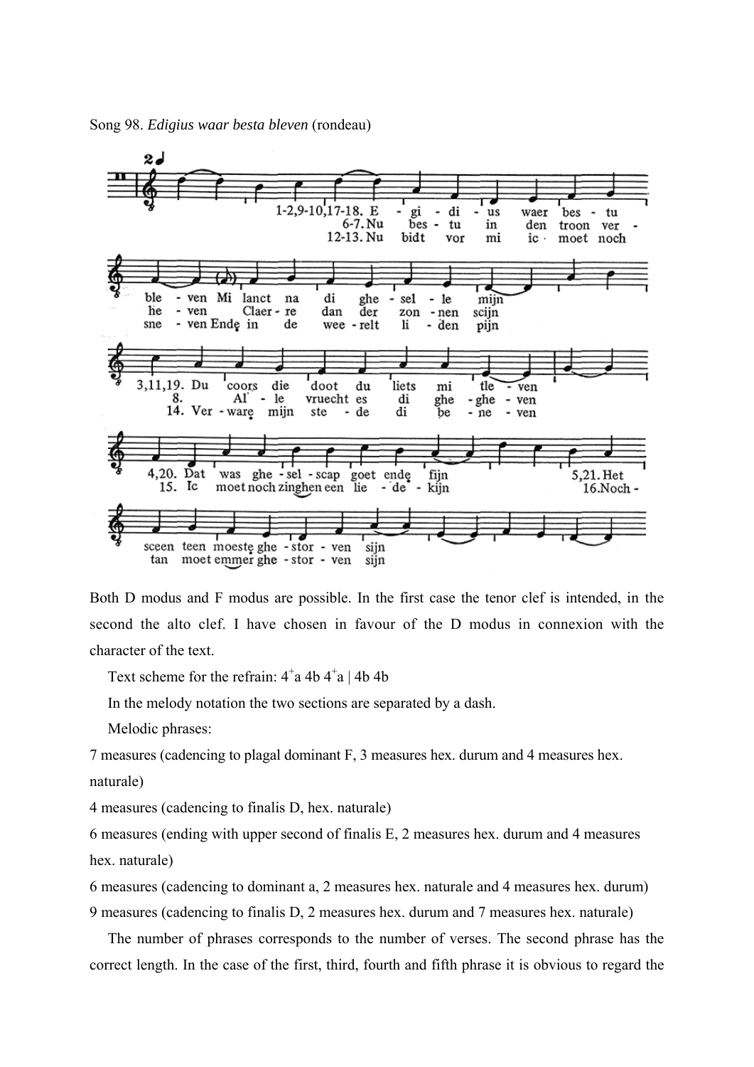Song 98. *Edigius waar besta bleven* (rondeau)

Both D modus and F modus are possible. In the first case the tenor clef is intended, in the second the alto clef. I have chosen in favour of the D modus in connexion with the character of the text.

Text scheme for the refrain: $4^{+}$a 4b $4^{+}$a | 4b 4b

In the melody notation the two sections are separated by a dash.

Melodic phrases:

7 measures (cadencing to plagal dominant F, 3 measures hex. durum and 4 measures hex. naturale)

4 measures (cadencing to finalis D, hex. naturale)

6 measures (ending with upper second of finalis E, 2 measures hex. durum and 4 measures hex. naturale)

6 measures (cadencing to dominant a, 2 measures hex. naturale and 4 measures hex. durum)

9 measures (cadencing to finalis D, 2 measures hex. durum and 7 measures hex. naturale)

The number of phrases corresponds to the number of verses. The second phrase has the correct length. In the case of the first, third, fourth and fifth phrase it is obvious to regard the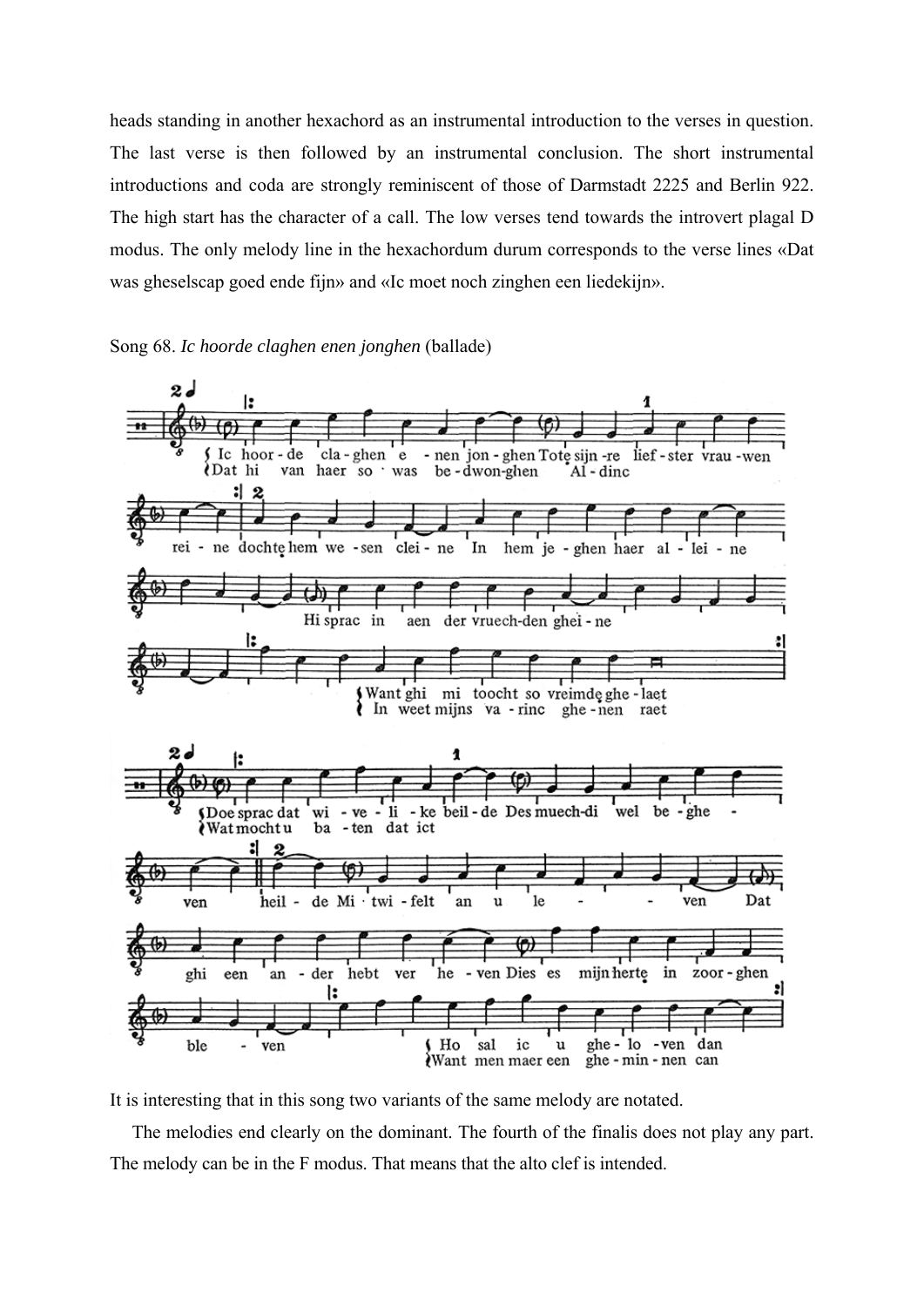heads standing in another hexachord as an instrumental introduction to the verses in question. The last verse is then followed by an instrumental conclusion. The short instrumental introductions and coda are strongly reminiscent of those of Darmstadt 2225 and Berlin 922. The high start has the character of a call. The low verses tend towards the introvert plagal D modus. The only melody line in the hexachordum durum corresponds to the verse lines «Dat was gheselscap goed ende fijn» and «Ic moet noch zinghen een liedekijn».

Song 68. *Ic hoorde claghen enen jonghen* (ballade)

It is interesting that in this song two variants of the same melody are notated.

The melodies end clearly on the dominant. The fourth of the finalis does not play any part. The melody can be in the F modus. That means that the alto clef is intended.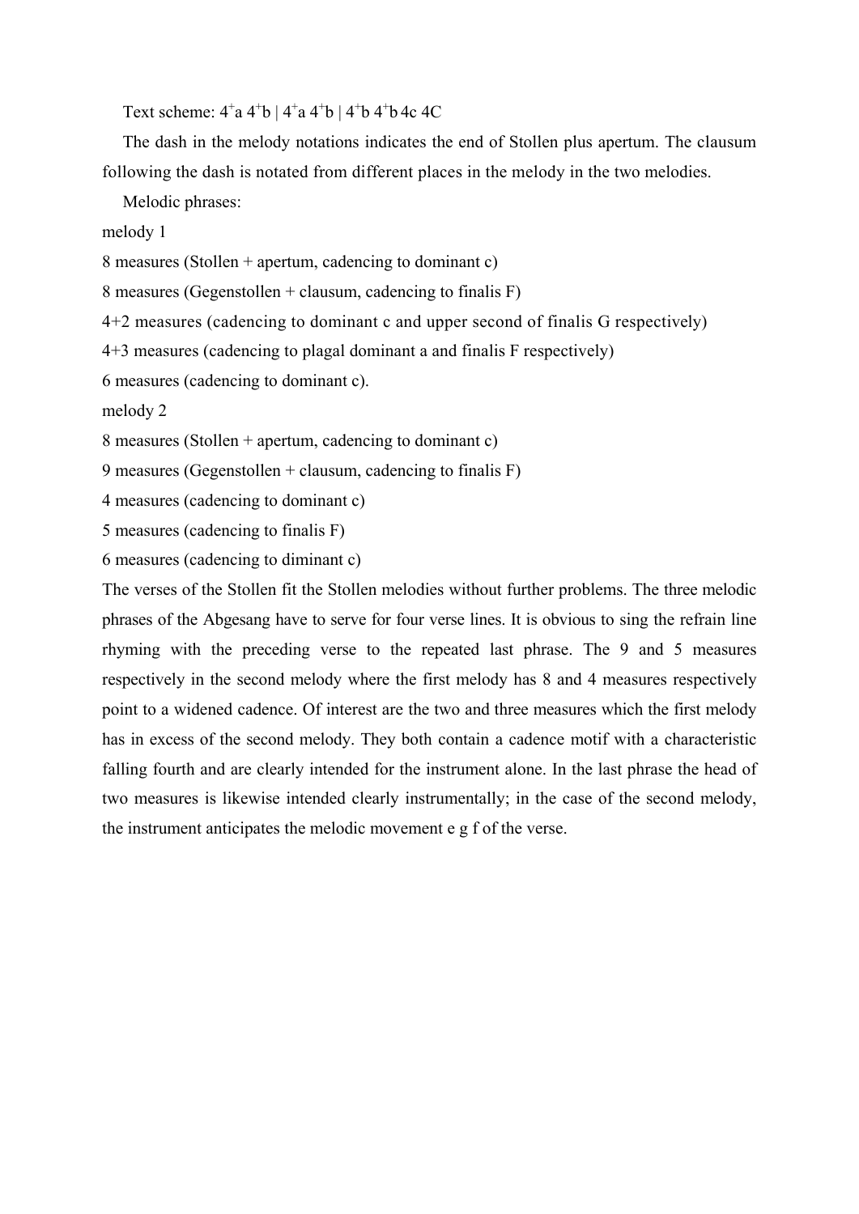Text scheme: $4^{+}a$ $4^{+}b$ | $4^{+}a$ $4^{+}b$ | $4^{+}b$ $4^{+}b$ 4c 4C

The dash in the melody notations indicates the end of Stollen plus apertum. The clausum following the dash is notated from different places in the melody in the two melodies.

Melodic phrases:

melody 1

8 measures (Stollen + apertum, cadencing to dominant c)

8 measures (Gegenstollen + clausum, cadencing to finalis F)

4+2 measures (cadencing to dominant c and upper second of finalis G respectively)

4+3 measures (cadencing to plagal dominant a and finalis F respectively)

6 measures (cadencing to dominant c).

melody 2

8 measures (Stollen + apertum, cadencing to dominant c)

9 measures (Gegenstollen + clausum, cadencing to finalis F)

4 measures (cadencing to dominant c)

5 measures (cadencing to finalis F)

6 measures (cadencing to diminant c)

The verses of the Stollen fit the Stollen melodies without further problems. The three melodic phrases of the Abgesang have to serve for four verse lines. It is obvious to sing the refrain line rhyming with the preceding verse to the repeated last phrase. The 9 and 5 measures respectively in the second melody where the first melody has 8 and 4 measures respectively point to a widened cadence. Of interest are the two and three measures which the first melody has in excess of the second melody. They both contain a cadence motif with a characteristic falling fourth and are clearly intended for the instrument alone. In the last phrase the head of two measures is likewise intended clearly instrumentally; in the case of the second melody, the instrument anticipates the melodic movement e g f of the verse.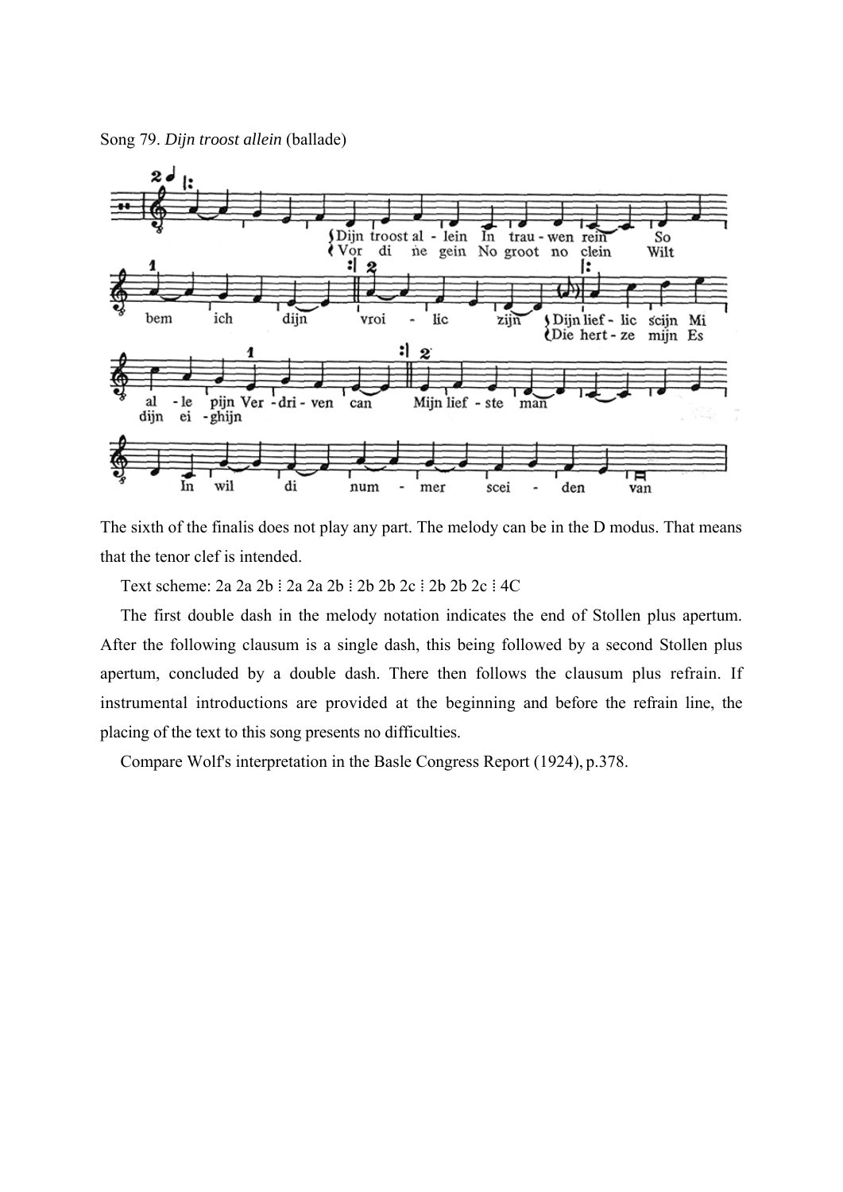Song 79. *Dijn troost allein* (ballade)

The sixth of the finalis does not play any part. The melody can be in the D modus. That means that the tenor clef is intended.

Text scheme: 2a 2a 2b ⁝ 2a 2a 2b ⁝ 2b 2b 2c ⁝ 2b 2b 2c ⁝ 4C

The first double dash in the melody notation indicates the end of Stollen plus apertum. After the following clausum is a single dash, this being followed by a second Stollen plus apertum, concluded by a double dash. There then follows the clausum plus refrain. If instrumental introductions are provided at the beginning and before the refrain line, the placing of the text to this song presents no difficulties.

Compare Wolf's interpretation in the Basle Congress Report (1924), p.378.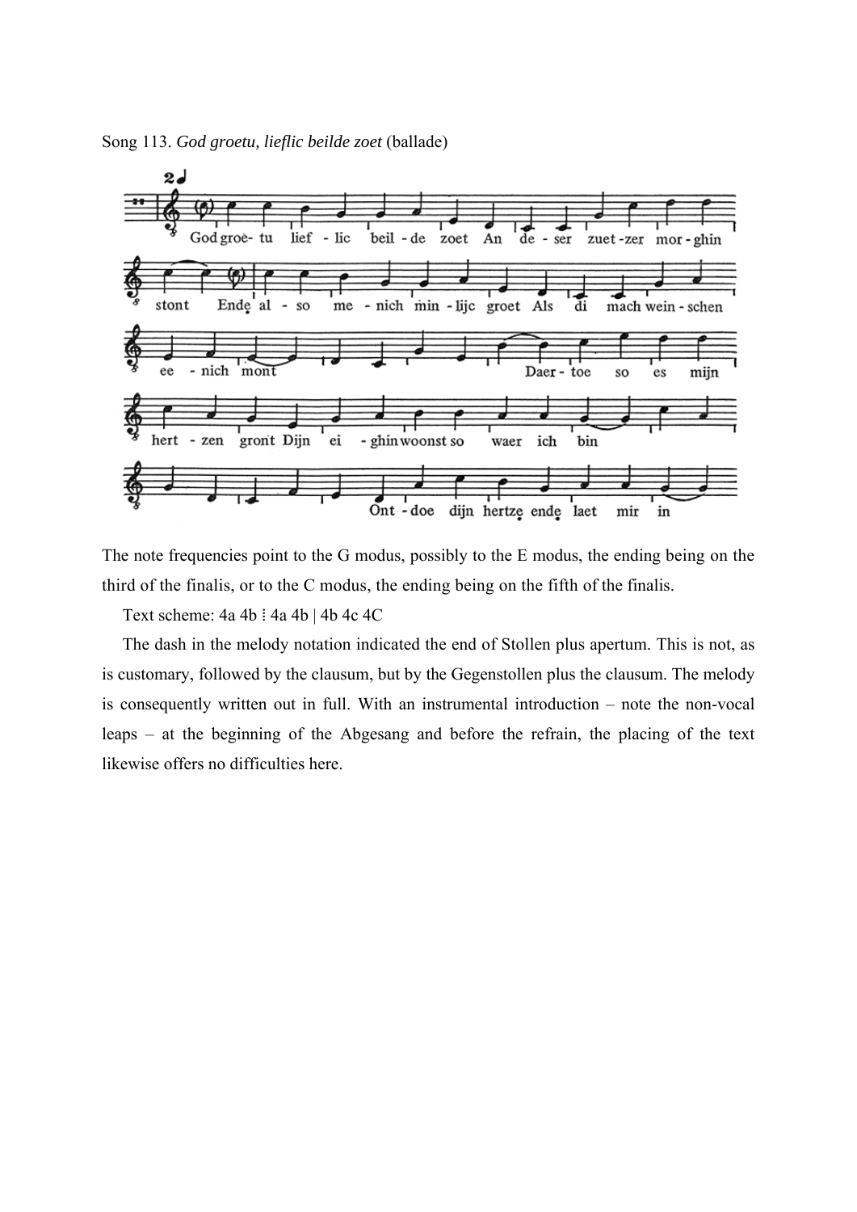Song 113. *God groetu, lieflic beilde zoet* (ballade)

The note frequencies point to the G modus, possibly to the E modus, the ending being on the third of the finalis, or to the C modus, the ending being on the fifth of the finalis.

Text scheme: 4a 4b ⁝ 4a 4b | 4b 4c 4C

The dash in the melody notation indicated the end of Stollen plus apertum. This is not, as is customary, followed by the clausum, but by the Gegenstollen plus the clausum. The melody is consequently written out in full. With an instrumental introduction – note the non-vocal leaps – at the beginning of the Abgesang and before the refrain, the placing of the text likewise offers no difficulties here.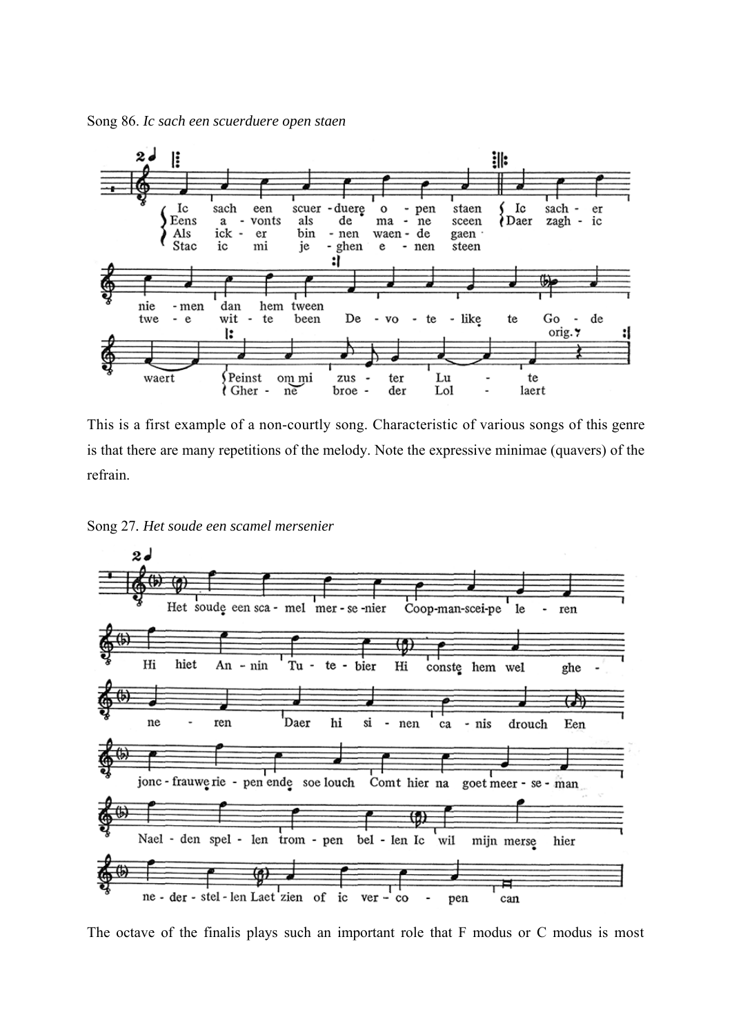Song 86. *Ic sach een scuerduere open staen*

This is a first example of a non-courtly song. Characteristic of various songs of this genre is that there are many repetitions of the melody. Note the expressive minimae (quavers) of the refrain.

Song 27. *Het soude een scamel mersenier*

The octave of the finalis plays such an important role that F modus or C modus is most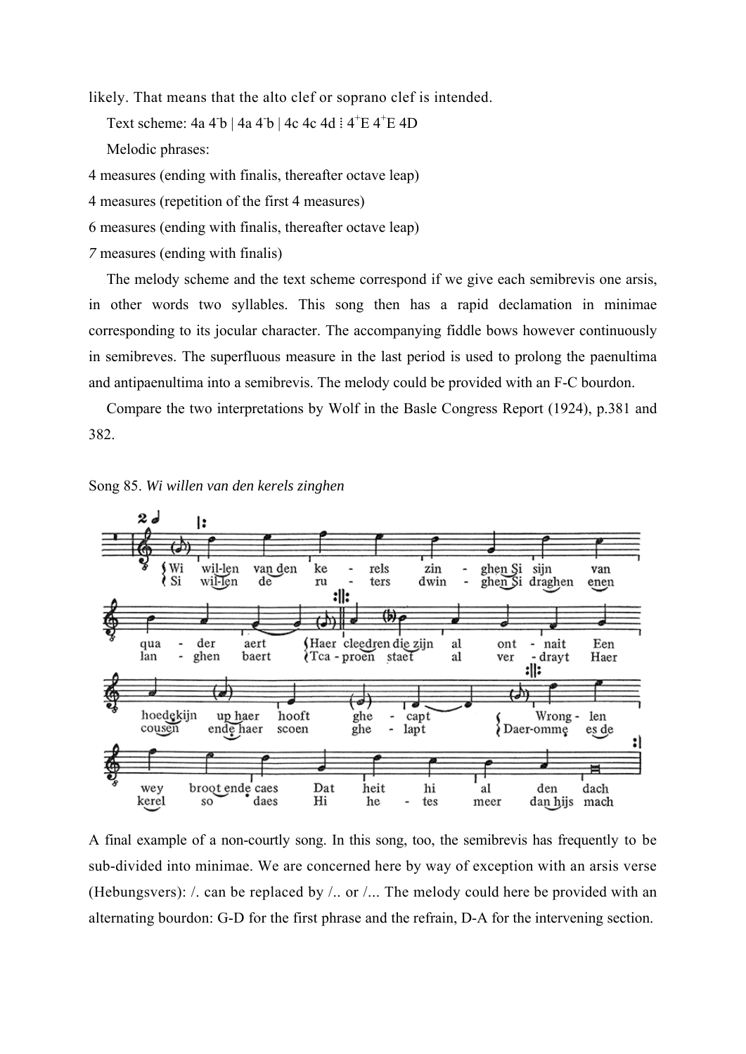likely. That means that the alto clef or soprano clef is intended.

Text scheme: 4a 4$^{-}$b | 4a 4$^{-}$b | 4c 4c 4d ⁝ 4$^{+}$E 4$^{+}$E 4D

Melodic phrases:

4 measures (ending with finalis, thereafter octave leap)

4 measures (repetition of the first 4 measures)

6 measures (ending with finalis, thereafter octave leap)

*7* measures (ending with finalis)

The melody scheme and the text scheme correspond if we give each semibrevis one arsis, in other words two syllables. This song then has a rapid declamation in minimae corresponding to its jocular character. The accompanying fiddle bows however continuously in semibreves. The superfluous measure in the last period is used to prolong the paenultima and antipaenultima into a semibrevis. The melody could be provided with an F-C bourdon.

Compare the two interpretations by Wolf in the Basle Congress Report (1924), p.381 and 382.

Song 85. *Wi willen van den kerels zinghen*

A final example of a non-courtly song. In this song, too, the semibrevis has frequently to be sub-divided into minimae. We are concerned here by way of exception with an arsis verse (Hebungsvers): /. can be replaced by /.. or /... The melody could here be provided with an alternating bourdon: G-D for the first phrase and the refrain, D-A for the intervening section.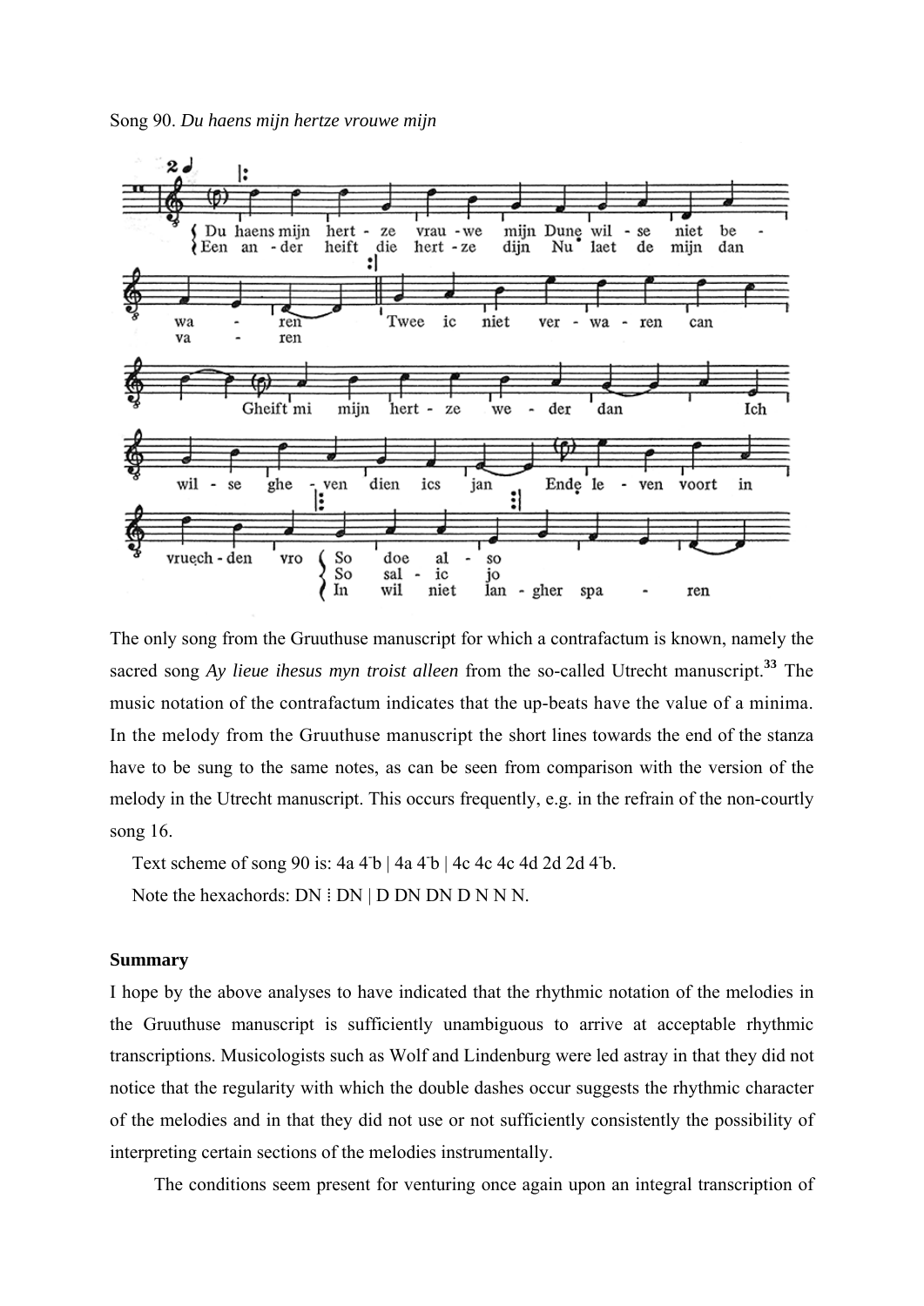Song 90. *Du haens mijn hertze vrouwe mijn*

The only song from the Gruuthuse manuscript for which a contrafactum is known, namely the sacred song *Ay lieue ihesus myn troist alleen* from the so-called Utrecht manuscript.[33] The music notation of the contrafactum indicates that the up-beats have the value of a minima. In the melody from the Gruuthuse manuscript the short lines towards the end of the stanza have to be sung to the same notes, as can be seen from comparison with the version of the melody in the Utrecht manuscript. This occurs frequently, e.g. in the refrain of the non-courtly song 16.

Text scheme of song 90 is: 4a 4ˉb | 4a 4ˉb | 4c 4c 4c 4d 2d 2d 4ˉb.

Note the hexachords: DN ⁝ DN | D DN DN D N N N.

**Summary**

I hope by the above analyses to have indicated that the rhythmic notation of the melodies in the Gruuthuse manuscript is sufficiently unambiguous to arrive at acceptable rhythmic transcriptions. Musicologists such as Wolf and Lindenburg were led astray in that they did not notice that the regularity with which the double dashes occur suggests the rhythmic character of the melodies and in that they did not use or not sufficiently consistently the possibility of interpreting certain sections of the melodies instrumentally.

The conditions seem present for venturing once again upon an integral transcription of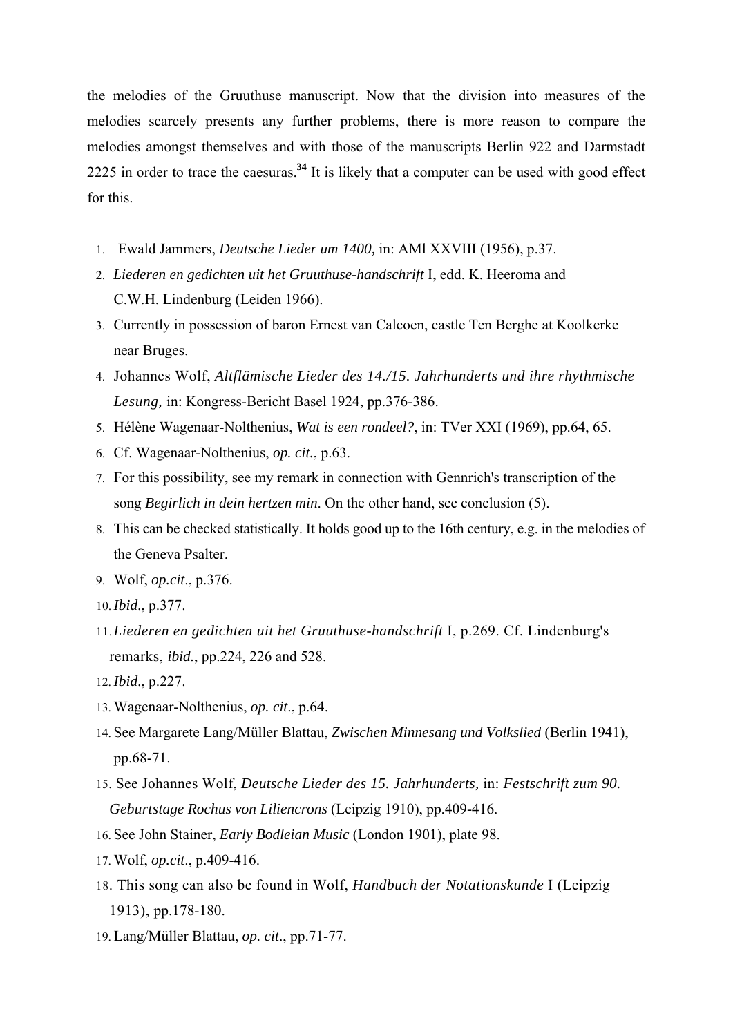the melodies of the Gruuthuse manuscript. Now that the division into measures of the melodies scarcely presents any further problems, there is more reason to compare the melodies amongst themselves and with those of the manuscripts Berlin 922 and Darmstadt 2225 in order to trace the caesuras.[34] It is likely that a computer can be used with good effect for this.

1. Ewald Jammers, *Deutsche Lieder um 1400,* in: AMl XXVIII (1956), p.37.
2. *Liederen en gedichten uit het Gruuthuse-handschrift* I, edd. K. Heeroma and C.W.H. Lindenburg (Leiden 1966).
3. Currently in possession of baron Ernest van Calcoen, castle Ten Berghe at Koolkerke near Bruges.
4. Johannes Wolf, *Altflämische Lieder des 14./15. Jahrhunderts und ihre rhythmische Lesung,* in: Kongress-Bericht Basel 1924, pp.376-386.
5. Hélène Wagenaar-Nolthenius, *Wat is een rondeel?*, in: TVer XXI (1969), pp.64, 65.
6. Cf. Wagenaar-Nolthenius, *op. cit.*, p.63.
7. For this possibility, see my remark in connection with Gennrich's transcription of the song *Begirlich in dein hertzen min.* On the other hand, see conclusion (5).
8. This can be checked statistically. It holds good up to the 16th century, e.g. in the melodies of the Geneva Psalter.
9. Wolf, *op.cit.*, p.376.
10. *Ibid.*, p.377.
11. *Liederen en gedichten uit het Gruuthuse-handschrift* I, p.269. Cf. Lindenburg's remarks, *ibid.*, pp.224, 226 and 528.
12. *Ibid.*, p.227.
13. Wagenaar-Nolthenius, *op. cit.*, p.64.
14. See Margarete Lang/Müller Blattau, *Zwischen Minnesang und Volkslied* (Berlin 1941), pp.68-71.
15. See Johannes Wolf, *Deutsche Lieder des 15. Jahrhunderts,* in: *Festschrift zum 90. Geburtstage Rochus von Liliencrons* (Leipzig 1910), pp.409-416.
16. See John Stainer, *Early Bodleian Music* (London 1901), plate 98.
17. Wolf, *op.cit.*, p.409-416.
18. This song can also be found in Wolf, *Handbuch der Notationskunde* I (Leipzig 1913), pp.178-180.
19. Lang/Müller Blattau, *op. cit.*, pp.71-77.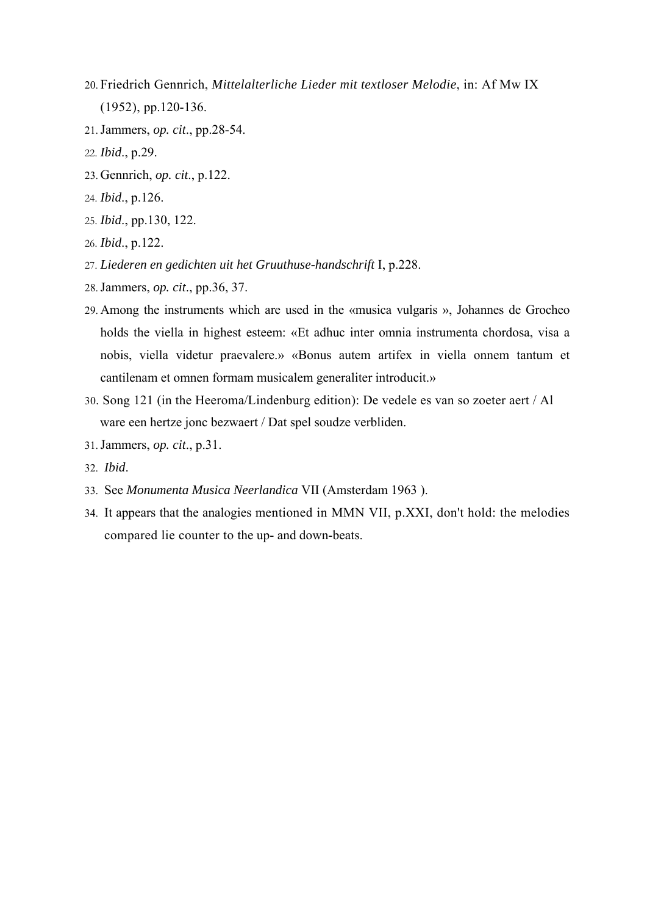20. Friedrich Gennrich, *Mittelalterliche Lieder mit textloser Melodie*, in: Af Mw IX (1952), pp.120-136.
21. Jammers, *op. cit*., pp.28-54.
22. *Ibid*., p.29.
23. Gennrich, *op. cit*., p.122.
24. *Ibid*., p.126.
25. *Ibid*., pp.130, 122.
26. *Ibid*., p.122.
27. *Liederen en gedichten uit het Gruuthuse-handschrift* I, p.228.
28. Jammers, *op. cit*., pp.36, 37.
29. Among the instruments which are used in the «musica vulgaris », Johannes de Grocheo holds the viella in highest esteem: «Et adhuc inter omnia instrumenta chordosa, visa a nobis, viella videtur praevalere.» «Bonus autem artifex in viella onnem tantum et cantilenam et omnen formam musicalem generaliter introducit.»
30. Song 121 (in the Heeroma/Lindenburg edition): De vedele es van so zoeter aert / Al ware een hertze jonc bezwaert / Dat spel soudze verbliden.
31. Jammers, *op. cit*., p.31.
32. *Ibid*.
33. See *Monumenta Musica Neerlandica* VII (Amsterdam 1963 ).
34. It appears that the analogies mentioned in MMN VII, p.XXI, don't hold: the melodies compared lie counter to the up- and down-beats.